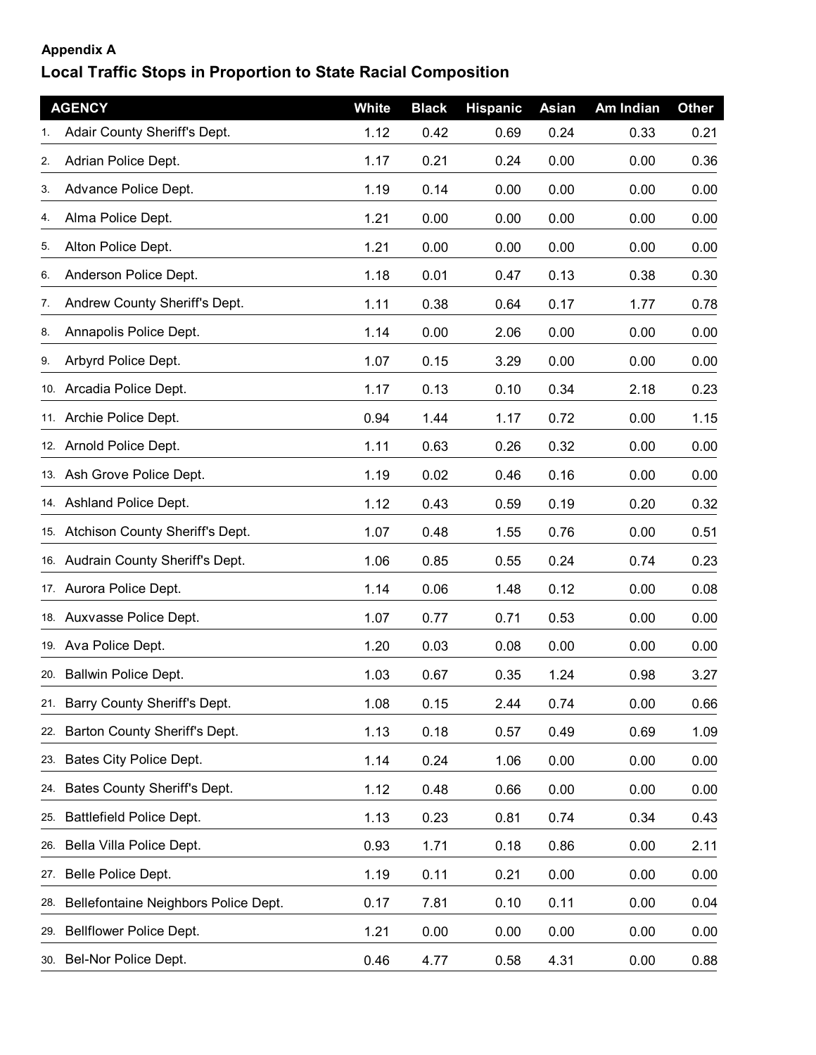**Appendix A**

## Local Traffic Stops in Proportion to State Racial Composition

| | AGENCY | White | Black | Hispanic | Asian | Am Indian | Other |
|---|---|---|---|---|---|---|---|
| 1. | Adair County Sheriff's Dept. | 1.12 | 0.42 | 0.69 | 0.24 | 0.33 | 0.21 |
| 2. | Adrian Police Dept. | 1.17 | 0.21 | 0.24 | 0.00 | 0.00 | 0.36 |
| 3. | Advance Police Dept. | 1.19 | 0.14 | 0.00 | 0.00 | 0.00 | 0.00 |
| 4. | Alma Police Dept. | 1.21 | 0.00 | 0.00 | 0.00 | 0.00 | 0.00 |
| 5. | Alton Police Dept. | 1.21 | 0.00 | 0.00 | 0.00 | 0.00 | 0.00 |
| 6. | Anderson Police Dept. | 1.18 | 0.01 | 0.47 | 0.13 | 0.38 | 0.30 |
| 7. | Andrew County Sheriff's Dept. | 1.11 | 0.38 | 0.64 | 0.17 | 1.77 | 0.78 |
| 8. | Annapolis Police Dept. | 1.14 | 0.00 | 2.06 | 0.00 | 0.00 | 0.00 |
| 9. | Arbyrd Police Dept. | 1.07 | 0.15 | 3.29 | 0.00 | 0.00 | 0.00 |
| 10. | Arcadia Police Dept. | 1.17 | 0.13 | 0.10 | 0.34 | 2.18 | 0.23 |
| 11. | Archie Police Dept. | 0.94 | 1.44 | 1.17 | 0.72 | 0.00 | 1.15 |
| 12. | Arnold Police Dept. | 1.11 | 0.63 | 0.26 | 0.32 | 0.00 | 0.00 |
| 13. | Ash Grove Police Dept. | 1.19 | 0.02 | 0.46 | 0.16 | 0.00 | 0.00 |
| 14. | Ashland Police Dept. | 1.12 | 0.43 | 0.59 | 0.19 | 0.20 | 0.32 |
| 15. | Atchison County Sheriff's Dept. | 1.07 | 0.48 | 1.55 | 0.76 | 0.00 | 0.51 |
| 16. | Audrain County Sheriff's Dept. | 1.06 | 0.85 | 0.55 | 0.24 | 0.74 | 0.23 |
| 17. | Aurora Police Dept. | 1.14 | 0.06 | 1.48 | 0.12 | 0.00 | 0.08 |
| 18. | Auxvasse Police Dept. | 1.07 | 0.77 | 0.71 | 0.53 | 0.00 | 0.00 |
| 19. | Ava Police Dept. | 1.20 | 0.03 | 0.08 | 0.00 | 0.00 | 0.00 |
| 20. | Ballwin Police Dept. | 1.03 | 0.67 | 0.35 | 1.24 | 0.98 | 3.27 |
| 21. | Barry County Sheriff's Dept. | 1.08 | 0.15 | 2.44 | 0.74 | 0.00 | 0.66 |
| 22. | Barton County Sheriff's Dept. | 1.13 | 0.18 | 0.57 | 0.49 | 0.69 | 1.09 |
| 23. | Bates City Police Dept. | 1.14 | 0.24 | 1.06 | 0.00 | 0.00 | 0.00 |
| 24. | Bates County Sheriff's Dept. | 1.12 | 0.48 | 0.66 | 0.00 | 0.00 | 0.00 |
| 25. | Battlefield Police Dept. | 1.13 | 0.23 | 0.81 | 0.74 | 0.34 | 0.43 |
| 26. | Bella Villa Police Dept. | 0.93 | 1.71 | 0.18 | 0.86 | 0.00 | 2.11 |
| 27. | Belle Police Dept. | 1.19 | 0.11 | 0.21 | 0.00 | 0.00 | 0.00 |
| 28. | Bellefontaine Neighbors Police Dept. | 0.17 | 7.81 | 0.10 | 0.11 | 0.00 | 0.04 |
| 29. | Bellflower Police Dept. | 1.21 | 0.00 | 0.00 | 0.00 | 0.00 | 0.00 |
| 30. | Bel-Nor Police Dept. | 0.46 | 4.77 | 0.58 | 4.31 | 0.00 | 0.88 |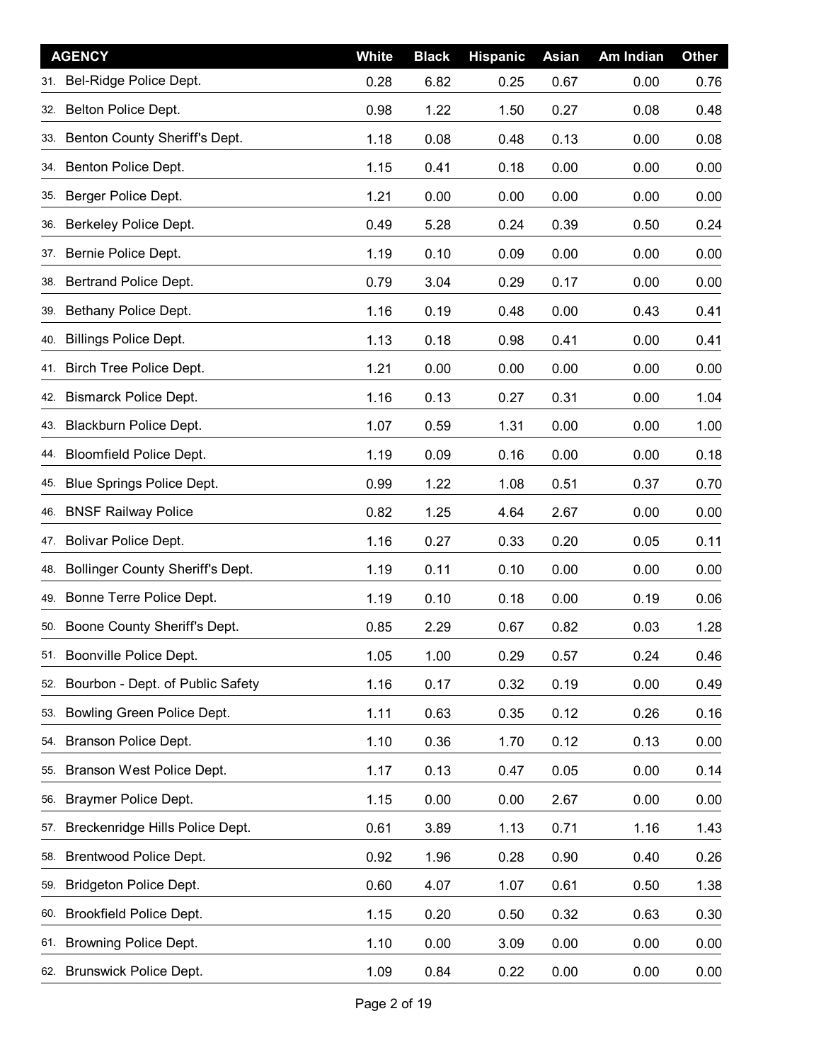| AGENCY | White | Black | Hispanic | Asian | Am Indian | Other |
|---|---|---|---|---|---|---|
| 31. Bel-Ridge Police Dept. | 0.28 | 6.82 | 0.25 | 0.67 | 0.00 | 0.76 |
| 32. Belton Police Dept. | 0.98 | 1.22 | 1.50 | 0.27 | 0.08 | 0.48 |
| 33. Benton County Sheriff's Dept. | 1.18 | 0.08 | 0.48 | 0.13 | 0.00 | 0.08 |
| 34. Benton Police Dept. | 1.15 | 0.41 | 0.18 | 0.00 | 0.00 | 0.00 |
| 35. Berger Police Dept. | 1.21 | 0.00 | 0.00 | 0.00 | 0.00 | 0.00 |
| 36. Berkeley Police Dept. | 0.49 | 5.28 | 0.24 | 0.39 | 0.50 | 0.24 |
| 37. Bernie Police Dept. | 1.19 | 0.10 | 0.09 | 0.00 | 0.00 | 0.00 |
| 38. Bertrand Police Dept. | 0.79 | 3.04 | 0.29 | 0.17 | 0.00 | 0.00 |
| 39. Bethany Police Dept. | 1.16 | 0.19 | 0.48 | 0.00 | 0.43 | 0.41 |
| 40. Billings Police Dept. | 1.13 | 0.18 | 0.98 | 0.41 | 0.00 | 0.41 |
| 41. Birch Tree Police Dept. | 1.21 | 0.00 | 0.00 | 0.00 | 0.00 | 0.00 |
| 42. Bismarck Police Dept. | 1.16 | 0.13 | 0.27 | 0.31 | 0.00 | 1.04 |
| 43. Blackburn Police Dept. | 1.07 | 0.59 | 1.31 | 0.00 | 0.00 | 1.00 |
| 44. Bloomfield Police Dept. | 1.19 | 0.09 | 0.16 | 0.00 | 0.00 | 0.18 |
| 45. Blue Springs Police Dept. | 0.99 | 1.22 | 1.08 | 0.51 | 0.37 | 0.70 |
| 46. BNSF Railway Police | 0.82 | 1.25 | 4.64 | 2.67 | 0.00 | 0.00 |
| 47. Bolivar Police Dept. | 1.16 | 0.27 | 0.33 | 0.20 | 0.05 | 0.11 |
| 48. Bollinger County Sheriff's Dept. | 1.19 | 0.11 | 0.10 | 0.00 | 0.00 | 0.00 |
| 49. Bonne Terre Police Dept. | 1.19 | 0.10 | 0.18 | 0.00 | 0.19 | 0.06 |
| 50. Boone County Sheriff's Dept. | 0.85 | 2.29 | 0.67 | 0.82 | 0.03 | 1.28 |
| 51. Boonville Police Dept. | 1.05 | 1.00 | 0.29 | 0.57 | 0.24 | 0.46 |
| 52. Bourbon - Dept. of Public Safety | 1.16 | 0.17 | 0.32 | 0.19 | 0.00 | 0.49 |
| 53. Bowling Green Police Dept. | 1.11 | 0.63 | 0.35 | 0.12 | 0.26 | 0.16 |
| 54. Branson Police Dept. | 1.10 | 0.36 | 1.70 | 0.12 | 0.13 | 0.00 |
| 55. Branson West Police Dept. | 1.17 | 0.13 | 0.47 | 0.05 | 0.00 | 0.14 |
| 56. Braymer Police Dept. | 1.15 | 0.00 | 0.00 | 2.67 | 0.00 | 0.00 |
| 57. Breckenridge Hills Police Dept. | 0.61 | 3.89 | 1.13 | 0.71 | 1.16 | 1.43 |
| 58. Brentwood Police Dept. | 0.92 | 1.96 | 0.28 | 0.90 | 0.40 | 0.26 |
| 59. Bridgeton Police Dept. | 0.60 | 4.07 | 1.07 | 0.61 | 0.50 | 1.38 |
| 60. Brookfield Police Dept. | 1.15 | 0.20 | 0.50 | 0.32 | 0.63 | 0.30 |
| 61. Browning Police Dept. | 1.10 | 0.00 | 3.09 | 0.00 | 0.00 | 0.00 |
| 62. Brunswick Police Dept. | 1.09 | 0.84 | 0.22 | 0.00 | 0.00 | 0.00 |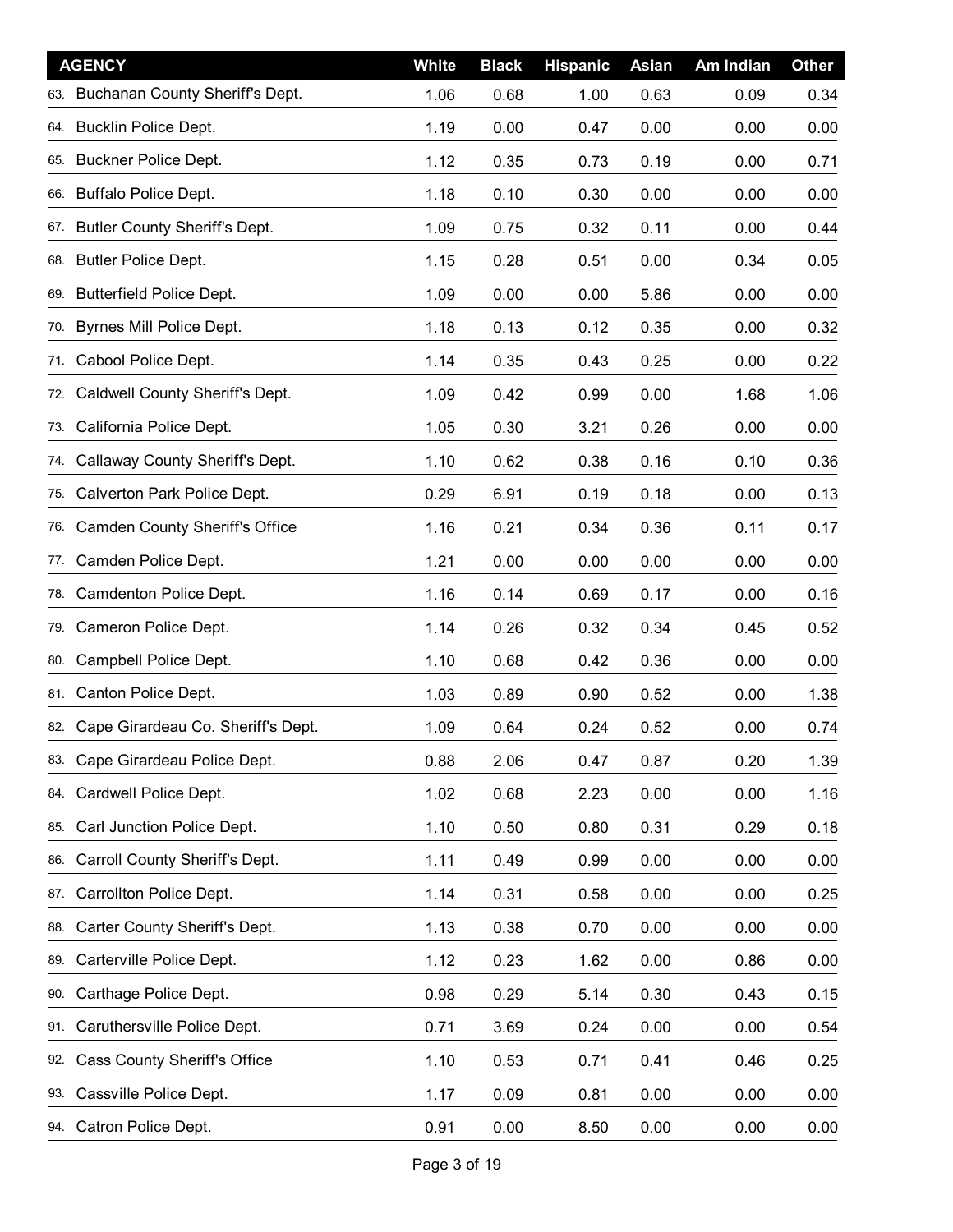| AGENCY | White | Black | Hispanic | Asian | Am Indian | Other |
|---|---|---|---|---|---|---|
| 63. Buchanan County Sheriff's Dept. | 1.06 | 0.68 | 1.00 | 0.63 | 0.09 | 0.34 |
| 64. Bucklin Police Dept. | 1.19 | 0.00 | 0.47 | 0.00 | 0.00 | 0.00 |
| 65. Buckner Police Dept. | 1.12 | 0.35 | 0.73 | 0.19 | 0.00 | 0.71 |
| 66. Buffalo Police Dept. | 1.18 | 0.10 | 0.30 | 0.00 | 0.00 | 0.00 |
| 67. Butler County Sheriff's Dept. | 1.09 | 0.75 | 0.32 | 0.11 | 0.00 | 0.44 |
| 68. Butler Police Dept. | 1.15 | 0.28 | 0.51 | 0.00 | 0.34 | 0.05 |
| 69. Butterfield Police Dept. | 1.09 | 0.00 | 0.00 | 5.86 | 0.00 | 0.00 |
| 70. Byrnes Mill Police Dept. | 1.18 | 0.13 | 0.12 | 0.35 | 0.00 | 0.32 |
| 71. Cabool Police Dept. | 1.14 | 0.35 | 0.43 | 0.25 | 0.00 | 0.22 |
| 72. Caldwell County Sheriff's Dept. | 1.09 | 0.42 | 0.99 | 0.00 | 1.68 | 1.06 |
| 73. California Police Dept. | 1.05 | 0.30 | 3.21 | 0.26 | 0.00 | 0.00 |
| 74. Callaway County Sheriff's Dept. | 1.10 | 0.62 | 0.38 | 0.16 | 0.10 | 0.36 |
| 75. Calverton Park Police Dept. | 0.29 | 6.91 | 0.19 | 0.18 | 0.00 | 0.13 |
| 76. Camden County Sheriff's Office | 1.16 | 0.21 | 0.34 | 0.36 | 0.11 | 0.17 |
| 77. Camden Police Dept. | 1.21 | 0.00 | 0.00 | 0.00 | 0.00 | 0.00 |
| 78. Camdenton Police Dept. | 1.16 | 0.14 | 0.69 | 0.17 | 0.00 | 0.16 |
| 79. Cameron Police Dept. | 1.14 | 0.26 | 0.32 | 0.34 | 0.45 | 0.52 |
| 80. Campbell Police Dept. | 1.10 | 0.68 | 0.42 | 0.36 | 0.00 | 0.00 |
| 81. Canton Police Dept. | 1.03 | 0.89 | 0.90 | 0.52 | 0.00 | 1.38 |
| 82. Cape Girardeau Co. Sheriff's Dept. | 1.09 | 0.64 | 0.24 | 0.52 | 0.00 | 0.74 |
| 83. Cape Girardeau Police Dept. | 0.88 | 2.06 | 0.47 | 0.87 | 0.20 | 1.39 |
| 84. Cardwell Police Dept. | 1.02 | 0.68 | 2.23 | 0.00 | 0.00 | 1.16 |
| 85. Carl Junction Police Dept. | 1.10 | 0.50 | 0.80 | 0.31 | 0.29 | 0.18 |
| 86. Carroll County Sheriff's Dept. | 1.11 | 0.49 | 0.99 | 0.00 | 0.00 | 0.00 |
| 87. Carrollton Police Dept. | 1.14 | 0.31 | 0.58 | 0.00 | 0.00 | 0.25 |
| 88. Carter County Sheriff's Dept. | 1.13 | 0.38 | 0.70 | 0.00 | 0.00 | 0.00 |
| 89. Carterville Police Dept. | 1.12 | 0.23 | 1.62 | 0.00 | 0.86 | 0.00 |
| 90. Carthage Police Dept. | 0.98 | 0.29 | 5.14 | 0.30 | 0.43 | 0.15 |
| 91. Caruthersville Police Dept. | 0.71 | 3.69 | 0.24 | 0.00 | 0.00 | 0.54 |
| 92. Cass County Sheriff's Office | 1.10 | 0.53 | 0.71 | 0.41 | 0.46 | 0.25 |
| 93. Cassville Police Dept. | 1.17 | 0.09 | 0.81 | 0.00 | 0.00 | 0.00 |
| 94. Catron Police Dept. | 0.91 | 0.00 | 8.50 | 0.00 | 0.00 | 0.00 |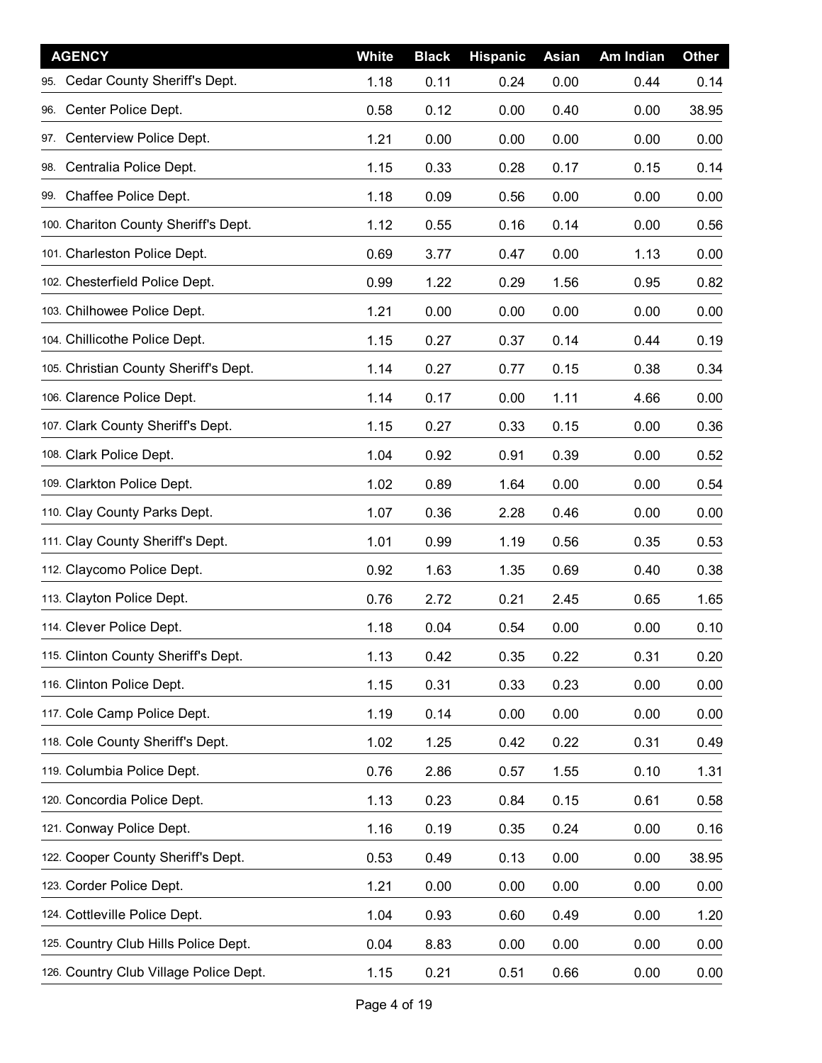| AGENCY | White | Black | Hispanic | Asian | Am Indian | Other |
|---|---|---|---|---|---|---|
| 95. Cedar County Sheriff's Dept. | 1.18 | 0.11 | 0.24 | 0.00 | 0.44 | 0.14 |
| 96. Center Police Dept. | 0.58 | 0.12 | 0.00 | 0.40 | 0.00 | 38.95 |
| 97. Centerview Police Dept. | 1.21 | 0.00 | 0.00 | 0.00 | 0.00 | 0.00 |
| 98. Centralia Police Dept. | 1.15 | 0.33 | 0.28 | 0.17 | 0.15 | 0.14 |
| 99. Chaffee Police Dept. | 1.18 | 0.09 | 0.56 | 0.00 | 0.00 | 0.00 |
| 100. Chariton County Sheriff's Dept. | 1.12 | 0.55 | 0.16 | 0.14 | 0.00 | 0.56 |
| 101. Charleston Police Dept. | 0.69 | 3.77 | 0.47 | 0.00 | 1.13 | 0.00 |
| 102. Chesterfield Police Dept. | 0.99 | 1.22 | 0.29 | 1.56 | 0.95 | 0.82 |
| 103. Chilhowee Police Dept. | 1.21 | 0.00 | 0.00 | 0.00 | 0.00 | 0.00 |
| 104. Chillicothe Police Dept. | 1.15 | 0.27 | 0.37 | 0.14 | 0.44 | 0.19 |
| 105. Christian County Sheriff's Dept. | 1.14 | 0.27 | 0.77 | 0.15 | 0.38 | 0.34 |
| 106. Clarence Police Dept. | 1.14 | 0.17 | 0.00 | 1.11 | 4.66 | 0.00 |
| 107. Clark County Sheriff's Dept. | 1.15 | 0.27 | 0.33 | 0.15 | 0.00 | 0.36 |
| 108. Clark Police Dept. | 1.04 | 0.92 | 0.91 | 0.39 | 0.00 | 0.52 |
| 109. Clarkton Police Dept. | 1.02 | 0.89 | 1.64 | 0.00 | 0.00 | 0.54 |
| 110. Clay County Parks Dept. | 1.07 | 0.36 | 2.28 | 0.46 | 0.00 | 0.00 |
| 111. Clay County Sheriff's Dept. | 1.01 | 0.99 | 1.19 | 0.56 | 0.35 | 0.53 |
| 112. Claycomo Police Dept. | 0.92 | 1.63 | 1.35 | 0.69 | 0.40 | 0.38 |
| 113. Clayton Police Dept. | 0.76 | 2.72 | 0.21 | 2.45 | 0.65 | 1.65 |
| 114. Clever Police Dept. | 1.18 | 0.04 | 0.54 | 0.00 | 0.00 | 0.10 |
| 115. Clinton County Sheriff's Dept. | 1.13 | 0.42 | 0.35 | 0.22 | 0.31 | 0.20 |
| 116. Clinton Police Dept. | 1.15 | 0.31 | 0.33 | 0.23 | 0.00 | 0.00 |
| 117. Cole Camp Police Dept. | 1.19 | 0.14 | 0.00 | 0.00 | 0.00 | 0.00 |
| 118. Cole County Sheriff's Dept. | 1.02 | 1.25 | 0.42 | 0.22 | 0.31 | 0.49 |
| 119. Columbia Police Dept. | 0.76 | 2.86 | 0.57 | 1.55 | 0.10 | 1.31 |
| 120. Concordia Police Dept. | 1.13 | 0.23 | 0.84 | 0.15 | 0.61 | 0.58 |
| 121. Conway Police Dept. | 1.16 | 0.19 | 0.35 | 0.24 | 0.00 | 0.16 |
| 122. Cooper County Sheriff's Dept. | 0.53 | 0.49 | 0.13 | 0.00 | 0.00 | 38.95 |
| 123. Corder Police Dept. | 1.21 | 0.00 | 0.00 | 0.00 | 0.00 | 0.00 |
| 124. Cottleville Police Dept. | 1.04 | 0.93 | 0.60 | 0.49 | 0.00 | 1.20 |
| 125. Country Club Hills Police Dept. | 0.04 | 8.83 | 0.00 | 0.00 | 0.00 | 0.00 |
| 126. Country Club Village Police Dept. | 1.15 | 0.21 | 0.51 | 0.66 | 0.00 | 0.00 |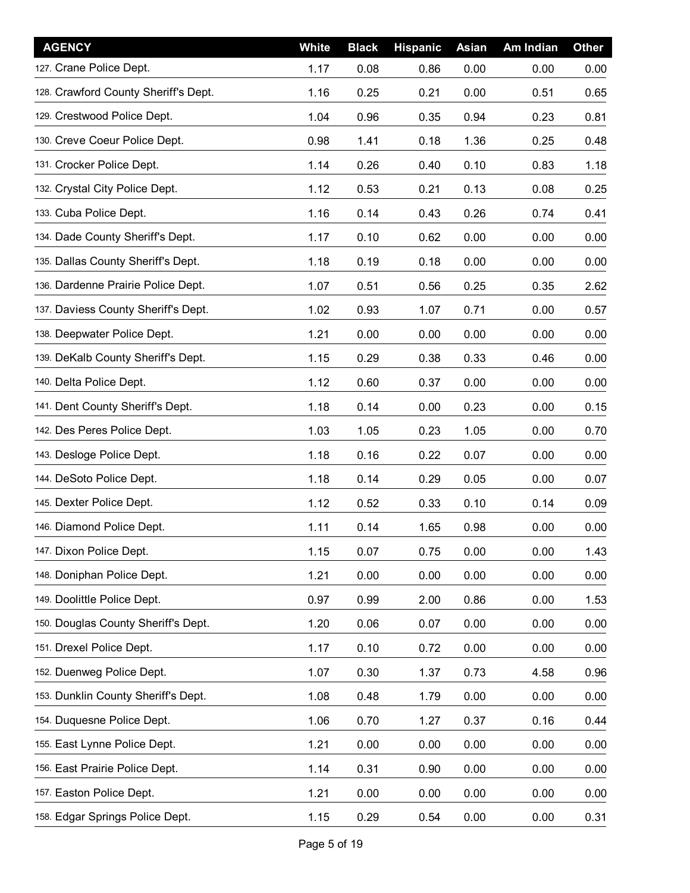| AGENCY | White | Black | Hispanic | Asian | Am Indian | Other |
|---|---|---|---|---|---|---|
| 127. Crane Police Dept. | 1.17 | 0.08 | 0.86 | 0.00 | 0.00 | 0.00 |
| 128. Crawford County Sheriff's Dept. | 1.16 | 0.25 | 0.21 | 0.00 | 0.51 | 0.65 |
| 129. Crestwood Police Dept. | 1.04 | 0.96 | 0.35 | 0.94 | 0.23 | 0.81 |
| 130. Creve Coeur Police Dept. | 0.98 | 1.41 | 0.18 | 1.36 | 0.25 | 0.48 |
| 131. Crocker Police Dept. | 1.14 | 0.26 | 0.40 | 0.10 | 0.83 | 1.18 |
| 132. Crystal City Police Dept. | 1.12 | 0.53 | 0.21 | 0.13 | 0.08 | 0.25 |
| 133. Cuba Police Dept. | 1.16 | 0.14 | 0.43 | 0.26 | 0.74 | 0.41 |
| 134. Dade County Sheriff's Dept. | 1.17 | 0.10 | 0.62 | 0.00 | 0.00 | 0.00 |
| 135. Dallas County Sheriff's Dept. | 1.18 | 0.19 | 0.18 | 0.00 | 0.00 | 0.00 |
| 136. Dardenne Prairie Police Dept. | 1.07 | 0.51 | 0.56 | 0.25 | 0.35 | 2.62 |
| 137. Daviess County Sheriff's Dept. | 1.02 | 0.93 | 1.07 | 0.71 | 0.00 | 0.57 |
| 138. Deepwater Police Dept. | 1.21 | 0.00 | 0.00 | 0.00 | 0.00 | 0.00 |
| 139. DeKalb County Sheriff's Dept. | 1.15 | 0.29 | 0.38 | 0.33 | 0.46 | 0.00 |
| 140. Delta Police Dept. | 1.12 | 0.60 | 0.37 | 0.00 | 0.00 | 0.00 |
| 141. Dent County Sheriff's Dept. | 1.18 | 0.14 | 0.00 | 0.23 | 0.00 | 0.15 |
| 142. Des Peres Police Dept. | 1.03 | 1.05 | 0.23 | 1.05 | 0.00 | 0.70 |
| 143. Desloge Police Dept. | 1.18 | 0.16 | 0.22 | 0.07 | 0.00 | 0.00 |
| 144. DeSoto Police Dept. | 1.18 | 0.14 | 0.29 | 0.05 | 0.00 | 0.07 |
| 145. Dexter Police Dept. | 1.12 | 0.52 | 0.33 | 0.10 | 0.14 | 0.09 |
| 146. Diamond Police Dept. | 1.11 | 0.14 | 1.65 | 0.98 | 0.00 | 0.00 |
| 147. Dixon Police Dept. | 1.15 | 0.07 | 0.75 | 0.00 | 0.00 | 1.43 |
| 148. Doniphan Police Dept. | 1.21 | 0.00 | 0.00 | 0.00 | 0.00 | 0.00 |
| 149. Doolittle Police Dept. | 0.97 | 0.99 | 2.00 | 0.86 | 0.00 | 1.53 |
| 150. Douglas County Sheriff's Dept. | 1.20 | 0.06 | 0.07 | 0.00 | 0.00 | 0.00 |
| 151. Drexel Police Dept. | 1.17 | 0.10 | 0.72 | 0.00 | 0.00 | 0.00 |
| 152. Duenweg Police Dept. | 1.07 | 0.30 | 1.37 | 0.73 | 4.58 | 0.96 |
| 153. Dunklin County Sheriff's Dept. | 1.08 | 0.48 | 1.79 | 0.00 | 0.00 | 0.00 |
| 154. Duquesne Police Dept. | 1.06 | 0.70 | 1.27 | 0.37 | 0.16 | 0.44 |
| 155. East Lynne Police Dept. | 1.21 | 0.00 | 0.00 | 0.00 | 0.00 | 0.00 |
| 156. East Prairie Police Dept. | 1.14 | 0.31 | 0.90 | 0.00 | 0.00 | 0.00 |
| 157. Easton Police Dept. | 1.21 | 0.00 | 0.00 | 0.00 | 0.00 | 0.00 |
| 158. Edgar Springs Police Dept. | 1.15 | 0.29 | 0.54 | 0.00 | 0.00 | 0.31 |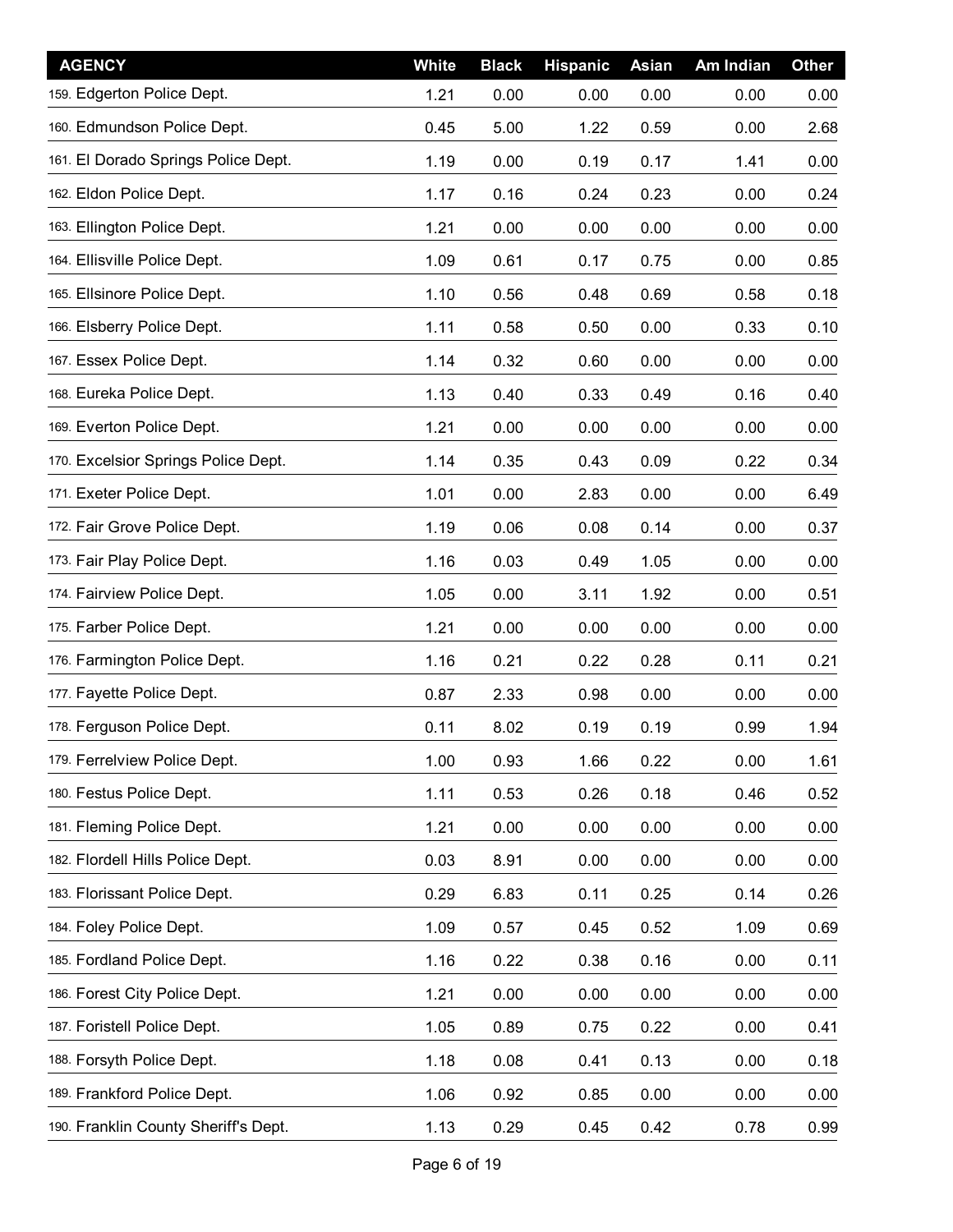| AGENCY | White | Black | Hispanic | Asian | Am Indian | Other |
|---|---|---|---|---|---|---|
| 159. Edgerton Police Dept. | 1.21 | 0.00 | 0.00 | 0.00 | 0.00 | 0.00 |
| 160. Edmundson Police Dept. | 0.45 | 5.00 | 1.22 | 0.59 | 0.00 | 2.68 |
| 161. El Dorado Springs Police Dept. | 1.19 | 0.00 | 0.19 | 0.17 | 1.41 | 0.00 |
| 162. Eldon Police Dept. | 1.17 | 0.16 | 0.24 | 0.23 | 0.00 | 0.24 |
| 163. Ellington Police Dept. | 1.21 | 0.00 | 0.00 | 0.00 | 0.00 | 0.00 |
| 164. Ellisville Police Dept. | 1.09 | 0.61 | 0.17 | 0.75 | 0.00 | 0.85 |
| 165. Ellsinore Police Dept. | 1.10 | 0.56 | 0.48 | 0.69 | 0.58 | 0.18 |
| 166. Elsberry Police Dept. | 1.11 | 0.58 | 0.50 | 0.00 | 0.33 | 0.10 |
| 167. Essex Police Dept. | 1.14 | 0.32 | 0.60 | 0.00 | 0.00 | 0.00 |
| 168. Eureka Police Dept. | 1.13 | 0.40 | 0.33 | 0.49 | 0.16 | 0.40 |
| 169. Everton Police Dept. | 1.21 | 0.00 | 0.00 | 0.00 | 0.00 | 0.00 |
| 170. Excelsior Springs Police Dept. | 1.14 | 0.35 | 0.43 | 0.09 | 0.22 | 0.34 |
| 171. Exeter Police Dept. | 1.01 | 0.00 | 2.83 | 0.00 | 0.00 | 6.49 |
| 172. Fair Grove Police Dept. | 1.19 | 0.06 | 0.08 | 0.14 | 0.00 | 0.37 |
| 173. Fair Play Police Dept. | 1.16 | 0.03 | 0.49 | 1.05 | 0.00 | 0.00 |
| 174. Fairview Police Dept. | 1.05 | 0.00 | 3.11 | 1.92 | 0.00 | 0.51 |
| 175. Farber Police Dept. | 1.21 | 0.00 | 0.00 | 0.00 | 0.00 | 0.00 |
| 176. Farmington Police Dept. | 1.16 | 0.21 | 0.22 | 0.28 | 0.11 | 0.21 |
| 177. Fayette Police Dept. | 0.87 | 2.33 | 0.98 | 0.00 | 0.00 | 0.00 |
| 178. Ferguson Police Dept. | 0.11 | 8.02 | 0.19 | 0.19 | 0.99 | 1.94 |
| 179. Ferrelview Police Dept. | 1.00 | 0.93 | 1.66 | 0.22 | 0.00 | 1.61 |
| 180. Festus Police Dept. | 1.11 | 0.53 | 0.26 | 0.18 | 0.46 | 0.52 |
| 181. Fleming Police Dept. | 1.21 | 0.00 | 0.00 | 0.00 | 0.00 | 0.00 |
| 182. Flordell Hills Police Dept. | 0.03 | 8.91 | 0.00 | 0.00 | 0.00 | 0.00 |
| 183. Florissant Police Dept. | 0.29 | 6.83 | 0.11 | 0.25 | 0.14 | 0.26 |
| 184. Foley Police Dept. | 1.09 | 0.57 | 0.45 | 0.52 | 1.09 | 0.69 |
| 185. Fordland Police Dept. | 1.16 | 0.22 | 0.38 | 0.16 | 0.00 | 0.11 |
| 186. Forest City Police Dept. | 1.21 | 0.00 | 0.00 | 0.00 | 0.00 | 0.00 |
| 187. Foristell Police Dept. | 1.05 | 0.89 | 0.75 | 0.22 | 0.00 | 0.41 |
| 188. Forsyth Police Dept. | 1.18 | 0.08 | 0.41 | 0.13 | 0.00 | 0.18 |
| 189. Frankford Police Dept. | 1.06 | 0.92 | 0.85 | 0.00 | 0.00 | 0.00 |
| 190. Franklin County Sheriff's Dept. | 1.13 | 0.29 | 0.45 | 0.42 | 0.78 | 0.99 |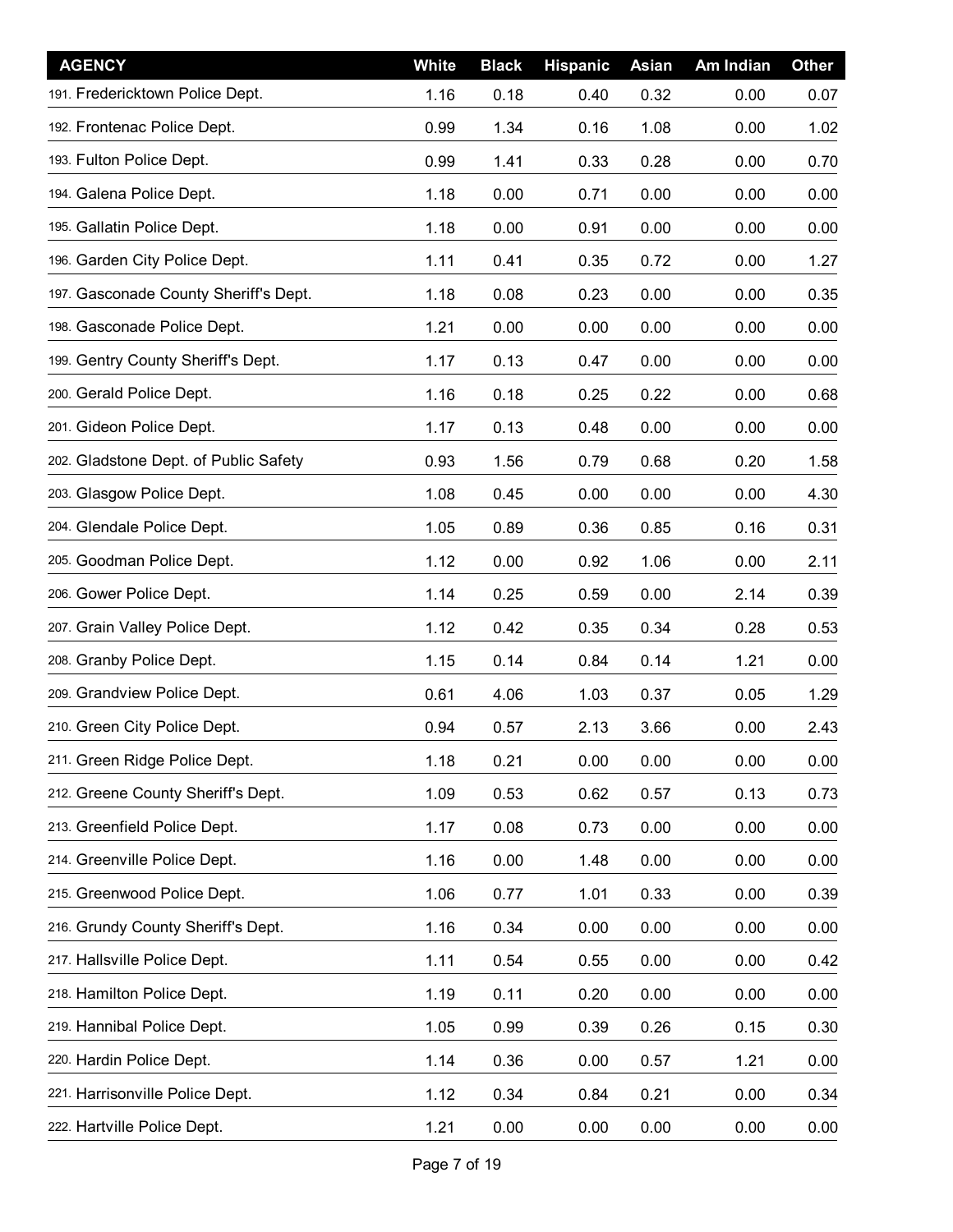| AGENCY | White | Black | Hispanic | Asian | Am Indian | Other |
|---|---|---|---|---|---|---|
| 191. Fredericktown Police Dept. | 1.16 | 0.18 | 0.40 | 0.32 | 0.00 | 0.07 |
| 192. Frontenac Police Dept. | 0.99 | 1.34 | 0.16 | 1.08 | 0.00 | 1.02 |
| 193. Fulton Police Dept. | 0.99 | 1.41 | 0.33 | 0.28 | 0.00 | 0.70 |
| 194. Galena Police Dept. | 1.18 | 0.00 | 0.71 | 0.00 | 0.00 | 0.00 |
| 195. Gallatin Police Dept. | 1.18 | 0.00 | 0.91 | 0.00 | 0.00 | 0.00 |
| 196. Garden City Police Dept. | 1.11 | 0.41 | 0.35 | 0.72 | 0.00 | 1.27 |
| 197. Gasconade County Sheriff's Dept. | 1.18 | 0.08 | 0.23 | 0.00 | 0.00 | 0.35 |
| 198. Gasconade Police Dept. | 1.21 | 0.00 | 0.00 | 0.00 | 0.00 | 0.00 |
| 199. Gentry County Sheriff's Dept. | 1.17 | 0.13 | 0.47 | 0.00 | 0.00 | 0.00 |
| 200. Gerald Police Dept. | 1.16 | 0.18 | 0.25 | 0.22 | 0.00 | 0.68 |
| 201. Gideon Police Dept. | 1.17 | 0.13 | 0.48 | 0.00 | 0.00 | 0.00 |
| 202. Gladstone Dept. of Public Safety | 0.93 | 1.56 | 0.79 | 0.68 | 0.20 | 1.58 |
| 203. Glasgow Police Dept. | 1.08 | 0.45 | 0.00 | 0.00 | 0.00 | 4.30 |
| 204. Glendale Police Dept. | 1.05 | 0.89 | 0.36 | 0.85 | 0.16 | 0.31 |
| 205. Goodman Police Dept. | 1.12 | 0.00 | 0.92 | 1.06 | 0.00 | 2.11 |
| 206. Gower Police Dept. | 1.14 | 0.25 | 0.59 | 0.00 | 2.14 | 0.39 |
| 207. Grain Valley Police Dept. | 1.12 | 0.42 | 0.35 | 0.34 | 0.28 | 0.53 |
| 208. Granby Police Dept. | 1.15 | 0.14 | 0.84 | 0.14 | 1.21 | 0.00 |
| 209. Grandview Police Dept. | 0.61 | 4.06 | 1.03 | 0.37 | 0.05 | 1.29 |
| 210. Green City Police Dept. | 0.94 | 0.57 | 2.13 | 3.66 | 0.00 | 2.43 |
| 211. Green Ridge Police Dept. | 1.18 | 0.21 | 0.00 | 0.00 | 0.00 | 0.00 |
| 212. Greene County Sheriff's Dept. | 1.09 | 0.53 | 0.62 | 0.57 | 0.13 | 0.73 |
| 213. Greenfield Police Dept. | 1.17 | 0.08 | 0.73 | 0.00 | 0.00 | 0.00 |
| 214. Greenville Police Dept. | 1.16 | 0.00 | 1.48 | 0.00 | 0.00 | 0.00 |
| 215. Greenwood Police Dept. | 1.06 | 0.77 | 1.01 | 0.33 | 0.00 | 0.39 |
| 216. Grundy County Sheriff's Dept. | 1.16 | 0.34 | 0.00 | 0.00 | 0.00 | 0.00 |
| 217. Hallsville Police Dept. | 1.11 | 0.54 | 0.55 | 0.00 | 0.00 | 0.42 |
| 218. Hamilton Police Dept. | 1.19 | 0.11 | 0.20 | 0.00 | 0.00 | 0.00 |
| 219. Hannibal Police Dept. | 1.05 | 0.99 | 0.39 | 0.26 | 0.15 | 0.30 |
| 220. Hardin Police Dept. | 1.14 | 0.36 | 0.00 | 0.57 | 1.21 | 0.00 |
| 221. Harrisonville Police Dept. | 1.12 | 0.34 | 0.84 | 0.21 | 0.00 | 0.34 |
| 222. Hartville Police Dept. | 1.21 | 0.00 | 0.00 | 0.00 | 0.00 | 0.00 |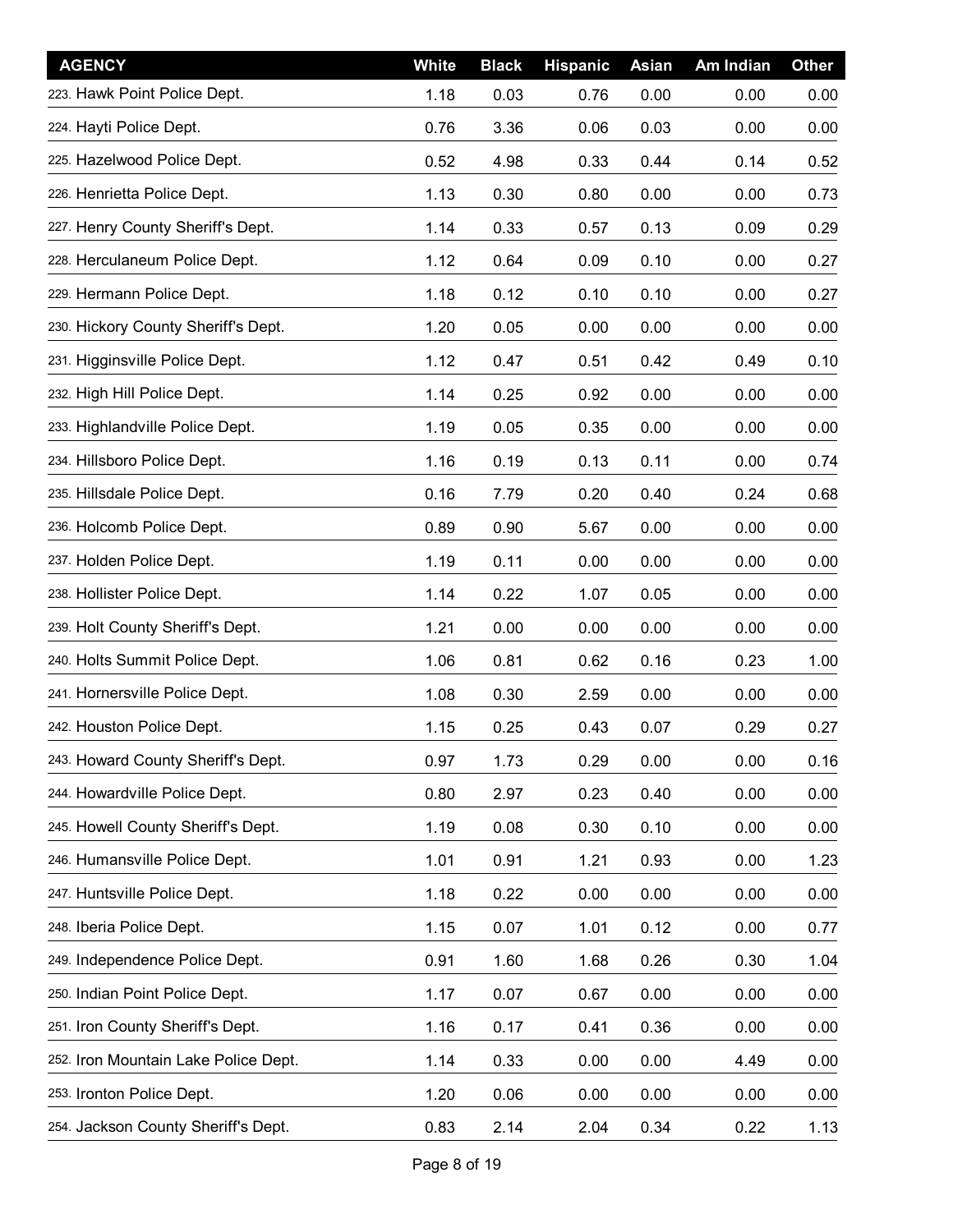| AGENCY | White | Black | Hispanic | Asian | Am Indian | Other |
|---|---|---|---|---|---|---|
| 223. Hawk Point Police Dept. | 1.18 | 0.03 | 0.76 | 0.00 | 0.00 | 0.00 |
| 224. Hayti Police Dept. | 0.76 | 3.36 | 0.06 | 0.03 | 0.00 | 0.00 |
| 225. Hazelwood Police Dept. | 0.52 | 4.98 | 0.33 | 0.44 | 0.14 | 0.52 |
| 226. Henrietta Police Dept. | 1.13 | 0.30 | 0.80 | 0.00 | 0.00 | 0.73 |
| 227. Henry County Sheriff's Dept. | 1.14 | 0.33 | 0.57 | 0.13 | 0.09 | 0.29 |
| 228. Herculaneum Police Dept. | 1.12 | 0.64 | 0.09 | 0.10 | 0.00 | 0.27 |
| 229. Hermann Police Dept. | 1.18 | 0.12 | 0.10 | 0.10 | 0.00 | 0.27 |
| 230. Hickory County Sheriff's Dept. | 1.20 | 0.05 | 0.00 | 0.00 | 0.00 | 0.00 |
| 231. Higginsville Police Dept. | 1.12 | 0.47 | 0.51 | 0.42 | 0.49 | 0.10 |
| 232. High Hill Police Dept. | 1.14 | 0.25 | 0.92 | 0.00 | 0.00 | 0.00 |
| 233. Highlandville Police Dept. | 1.19 | 0.05 | 0.35 | 0.00 | 0.00 | 0.00 |
| 234. Hillsboro Police Dept. | 1.16 | 0.19 | 0.13 | 0.11 | 0.00 | 0.74 |
| 235. Hillsdale Police Dept. | 0.16 | 7.79 | 0.20 | 0.40 | 0.24 | 0.68 |
| 236. Holcomb Police Dept. | 0.89 | 0.90 | 5.67 | 0.00 | 0.00 | 0.00 |
| 237. Holden Police Dept. | 1.19 | 0.11 | 0.00 | 0.00 | 0.00 | 0.00 |
| 238. Hollister Police Dept. | 1.14 | 0.22 | 1.07 | 0.05 | 0.00 | 0.00 |
| 239. Holt County Sheriff's Dept. | 1.21 | 0.00 | 0.00 | 0.00 | 0.00 | 0.00 |
| 240. Holts Summit Police Dept. | 1.06 | 0.81 | 0.62 | 0.16 | 0.23 | 1.00 |
| 241. Hornersville Police Dept. | 1.08 | 0.30 | 2.59 | 0.00 | 0.00 | 0.00 |
| 242. Houston Police Dept. | 1.15 | 0.25 | 0.43 | 0.07 | 0.29 | 0.27 |
| 243. Howard County Sheriff's Dept. | 0.97 | 1.73 | 0.29 | 0.00 | 0.00 | 0.16 |
| 244. Howardville Police Dept. | 0.80 | 2.97 | 0.23 | 0.40 | 0.00 | 0.00 |
| 245. Howell County Sheriff's Dept. | 1.19 | 0.08 | 0.30 | 0.10 | 0.00 | 0.00 |
| 246. Humansville Police Dept. | 1.01 | 0.91 | 1.21 | 0.93 | 0.00 | 1.23 |
| 247. Huntsville Police Dept. | 1.18 | 0.22 | 0.00 | 0.00 | 0.00 | 0.00 |
| 248. Iberia Police Dept. | 1.15 | 0.07 | 1.01 | 0.12 | 0.00 | 0.77 |
| 249. Independence Police Dept. | 0.91 | 1.60 | 1.68 | 0.26 | 0.30 | 1.04 |
| 250. Indian Point Police Dept. | 1.17 | 0.07 | 0.67 | 0.00 | 0.00 | 0.00 |
| 251. Iron County Sheriff's Dept. | 1.16 | 0.17 | 0.41 | 0.36 | 0.00 | 0.00 |
| 252. Iron Mountain Lake Police Dept. | 1.14 | 0.33 | 0.00 | 0.00 | 4.49 | 0.00 |
| 253. Ironton Police Dept. | 1.20 | 0.06 | 0.00 | 0.00 | 0.00 | 0.00 |
| 254. Jackson County Sheriff's Dept. | 0.83 | 2.14 | 2.04 | 0.34 | 0.22 | 1.13 |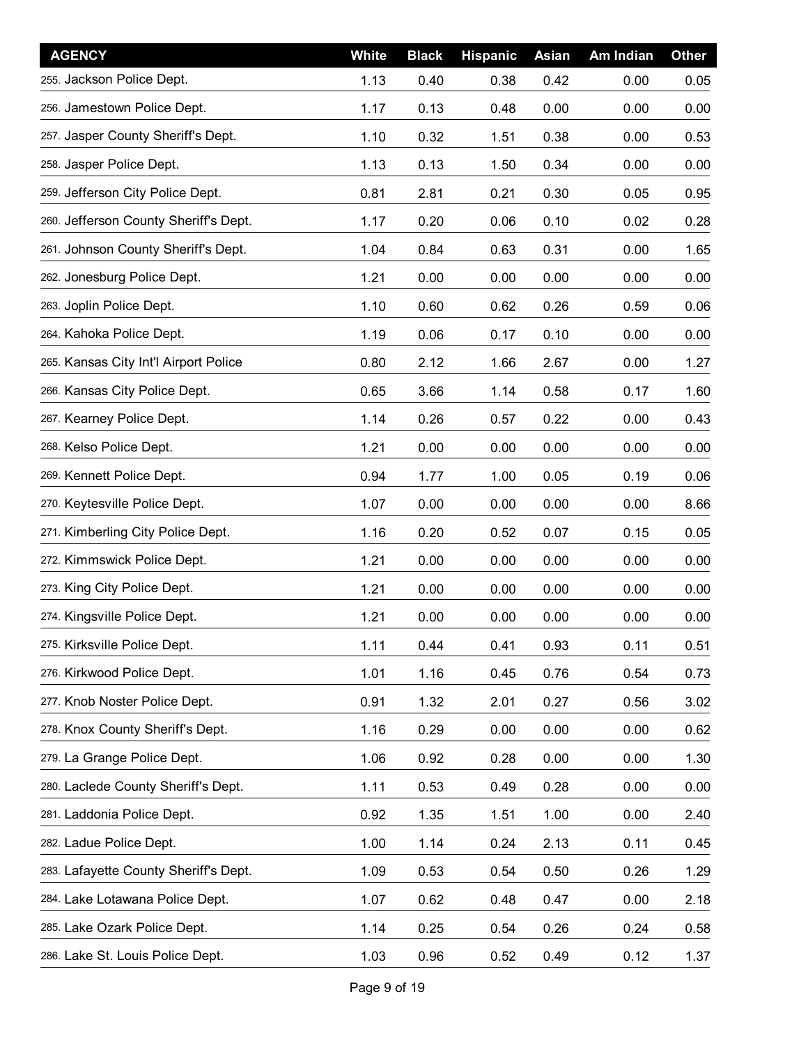| AGENCY | White | Black | Hispanic | Asian | Am Indian | Other |
| --- | --- | --- | --- | --- | --- | --- |
| 255. Jackson Police Dept. | 1.13 | 0.40 | 0.38 | 0.42 | 0.00 | 0.05 |
| 256. Jamestown Police Dept. | 1.17 | 0.13 | 0.48 | 0.00 | 0.00 | 0.00 |
| 257. Jasper County Sheriff's Dept. | 1.10 | 0.32 | 1.51 | 0.38 | 0.00 | 0.53 |
| 258. Jasper Police Dept. | 1.13 | 0.13 | 1.50 | 0.34 | 0.00 | 0.00 |
| 259. Jefferson City Police Dept. | 0.81 | 2.81 | 0.21 | 0.30 | 0.05 | 0.95 |
| 260. Jefferson County Sheriff's Dept. | 1.17 | 0.20 | 0.06 | 0.10 | 0.02 | 0.28 |
| 261. Johnson County Sheriff's Dept. | 1.04 | 0.84 | 0.63 | 0.31 | 0.00 | 1.65 |
| 262. Jonesburg Police Dept. | 1.21 | 0.00 | 0.00 | 0.00 | 0.00 | 0.00 |
| 263. Joplin Police Dept. | 1.10 | 0.60 | 0.62 | 0.26 | 0.59 | 0.06 |
| 264. Kahoka Police Dept. | 1.19 | 0.06 | 0.17 | 0.10 | 0.00 | 0.00 |
| 265. Kansas City Int'l Airport Police | 0.80 | 2.12 | 1.66 | 2.67 | 0.00 | 1.27 |
| 266. Kansas City Police Dept. | 0.65 | 3.66 | 1.14 | 0.58 | 0.17 | 1.60 |
| 267. Kearney Police Dept. | 1.14 | 0.26 | 0.57 | 0.22 | 0.00 | 0.43 |
| 268. Kelso Police Dept. | 1.21 | 0.00 | 0.00 | 0.00 | 0.00 | 0.00 |
| 269. Kennett Police Dept. | 0.94 | 1.77 | 1.00 | 0.05 | 0.19 | 0.06 |
| 270. Keytesville Police Dept. | 1.07 | 0.00 | 0.00 | 0.00 | 0.00 | 8.66 |
| 271. Kimberling City Police Dept. | 1.16 | 0.20 | 0.52 | 0.07 | 0.15 | 0.05 |
| 272. Kimmswick Police Dept. | 1.21 | 0.00 | 0.00 | 0.00 | 0.00 | 0.00 |
| 273. King City Police Dept. | 1.21 | 0.00 | 0.00 | 0.00 | 0.00 | 0.00 |
| 274. Kingsville Police Dept. | 1.21 | 0.00 | 0.00 | 0.00 | 0.00 | 0.00 |
| 275. Kirksville Police Dept. | 1.11 | 0.44 | 0.41 | 0.93 | 0.11 | 0.51 |
| 276. Kirkwood Police Dept. | 1.01 | 1.16 | 0.45 | 0.76 | 0.54 | 0.73 |
| 277. Knob Noster Police Dept. | 0.91 | 1.32 | 2.01 | 0.27 | 0.56 | 3.02 |
| 278. Knox County Sheriff's Dept. | 1.16 | 0.29 | 0.00 | 0.00 | 0.00 | 0.62 |
| 279. La Grange Police Dept. | 1.06 | 0.92 | 0.28 | 0.00 | 0.00 | 1.30 |
| 280. Laclede County Sheriff's Dept. | 1.11 | 0.53 | 0.49 | 0.28 | 0.00 | 0.00 |
| 281. Laddonia Police Dept. | 0.92 | 1.35 | 1.51 | 1.00 | 0.00 | 2.40 |
| 282. Ladue Police Dept. | 1.00 | 1.14 | 0.24 | 2.13 | 0.11 | 0.45 |
| 283. Lafayette County Sheriff's Dept. | 1.09 | 0.53 | 0.54 | 0.50 | 0.26 | 1.29 |
| 284. Lake Lotawana Police Dept. | 1.07 | 0.62 | 0.48 | 0.47 | 0.00 | 2.18 |
| 285. Lake Ozark Police Dept. | 1.14 | 0.25 | 0.54 | 0.26 | 0.24 | 0.58 |
| 286. Lake St. Louis Police Dept. | 1.03 | 0.96 | 0.52 | 0.49 | 0.12 | 1.37 |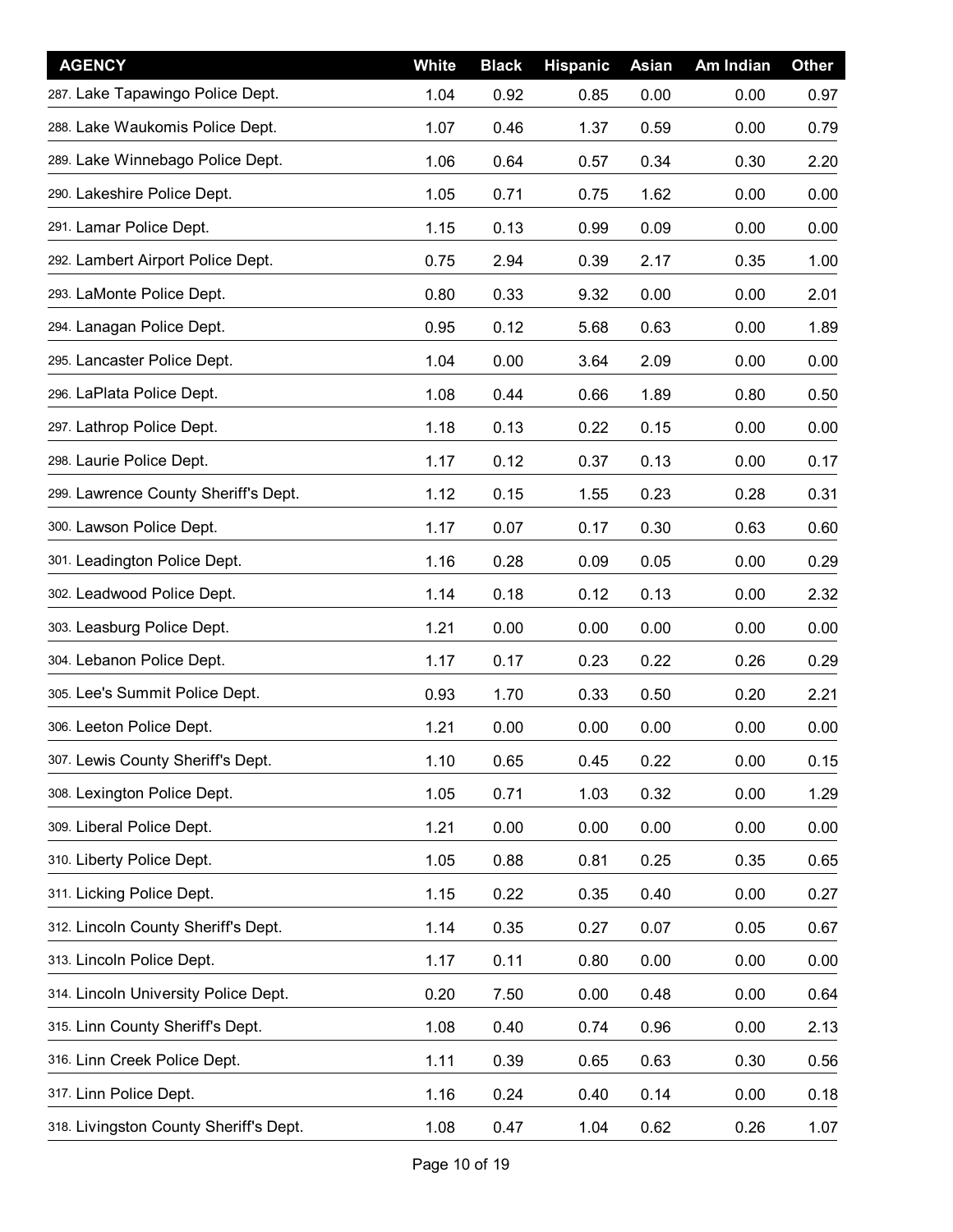| AGENCY | White | Black | Hispanic | Asian | Am Indian | Other |
|---|---|---|---|---|---|---|
| 287. Lake Tapawingo Police Dept. | 1.04 | 0.92 | 0.85 | 0.00 | 0.00 | 0.97 |
| 288. Lake Waukomis Police Dept. | 1.07 | 0.46 | 1.37 | 0.59 | 0.00 | 0.79 |
| 289. Lake Winnebago Police Dept. | 1.06 | 0.64 | 0.57 | 0.34 | 0.30 | 2.20 |
| 290. Lakeshire Police Dept. | 1.05 | 0.71 | 0.75 | 1.62 | 0.00 | 0.00 |
| 291. Lamar Police Dept. | 1.15 | 0.13 | 0.99 | 0.09 | 0.00 | 0.00 |
| 292. Lambert Airport Police Dept. | 0.75 | 2.94 | 0.39 | 2.17 | 0.35 | 1.00 |
| 293. LaMonte Police Dept. | 0.80 | 0.33 | 9.32 | 0.00 | 0.00 | 2.01 |
| 294. Lanagan Police Dept. | 0.95 | 0.12 | 5.68 | 0.63 | 0.00 | 1.89 |
| 295. Lancaster Police Dept. | 1.04 | 0.00 | 3.64 | 2.09 | 0.00 | 0.00 |
| 296. LaPlata Police Dept. | 1.08 | 0.44 | 0.66 | 1.89 | 0.80 | 0.50 |
| 297. Lathrop Police Dept. | 1.18 | 0.13 | 0.22 | 0.15 | 0.00 | 0.00 |
| 298. Laurie Police Dept. | 1.17 | 0.12 | 0.37 | 0.13 | 0.00 | 0.17 |
| 299. Lawrence County Sheriff's Dept. | 1.12 | 0.15 | 1.55 | 0.23 | 0.28 | 0.31 |
| 300. Lawson Police Dept. | 1.17 | 0.07 | 0.17 | 0.30 | 0.63 | 0.60 |
| 301. Leadington Police Dept. | 1.16 | 0.28 | 0.09 | 0.05 | 0.00 | 0.29 |
| 302. Leadwood Police Dept. | 1.14 | 0.18 | 0.12 | 0.13 | 0.00 | 2.32 |
| 303. Leasburg Police Dept. | 1.21 | 0.00 | 0.00 | 0.00 | 0.00 | 0.00 |
| 304. Lebanon Police Dept. | 1.17 | 0.17 | 0.23 | 0.22 | 0.26 | 0.29 |
| 305. Lee's Summit Police Dept. | 0.93 | 1.70 | 0.33 | 0.50 | 0.20 | 2.21 |
| 306. Leeton Police Dept. | 1.21 | 0.00 | 0.00 | 0.00 | 0.00 | 0.00 |
| 307. Lewis County Sheriff's Dept. | 1.10 | 0.65 | 0.45 | 0.22 | 0.00 | 0.15 |
| 308. Lexington Police Dept. | 1.05 | 0.71 | 1.03 | 0.32 | 0.00 | 1.29 |
| 309. Liberal Police Dept. | 1.21 | 0.00 | 0.00 | 0.00 | 0.00 | 0.00 |
| 310. Liberty Police Dept. | 1.05 | 0.88 | 0.81 | 0.25 | 0.35 | 0.65 |
| 311. Licking Police Dept. | 1.15 | 0.22 | 0.35 | 0.40 | 0.00 | 0.27 |
| 312. Lincoln County Sheriff's Dept. | 1.14 | 0.35 | 0.27 | 0.07 | 0.05 | 0.67 |
| 313. Lincoln Police Dept. | 1.17 | 0.11 | 0.80 | 0.00 | 0.00 | 0.00 |
| 314. Lincoln University Police Dept. | 0.20 | 7.50 | 0.00 | 0.48 | 0.00 | 0.64 |
| 315. Linn County Sheriff's Dept. | 1.08 | 0.40 | 0.74 | 0.96 | 0.00 | 2.13 |
| 316. Linn Creek Police Dept. | 1.11 | 0.39 | 0.65 | 0.63 | 0.30 | 0.56 |
| 317. Linn Police Dept. | 1.16 | 0.24 | 0.40 | 0.14 | 0.00 | 0.18 |
| 318. Livingston County Sheriff's Dept. | 1.08 | 0.47 | 1.04 | 0.62 | 0.26 | 1.07 |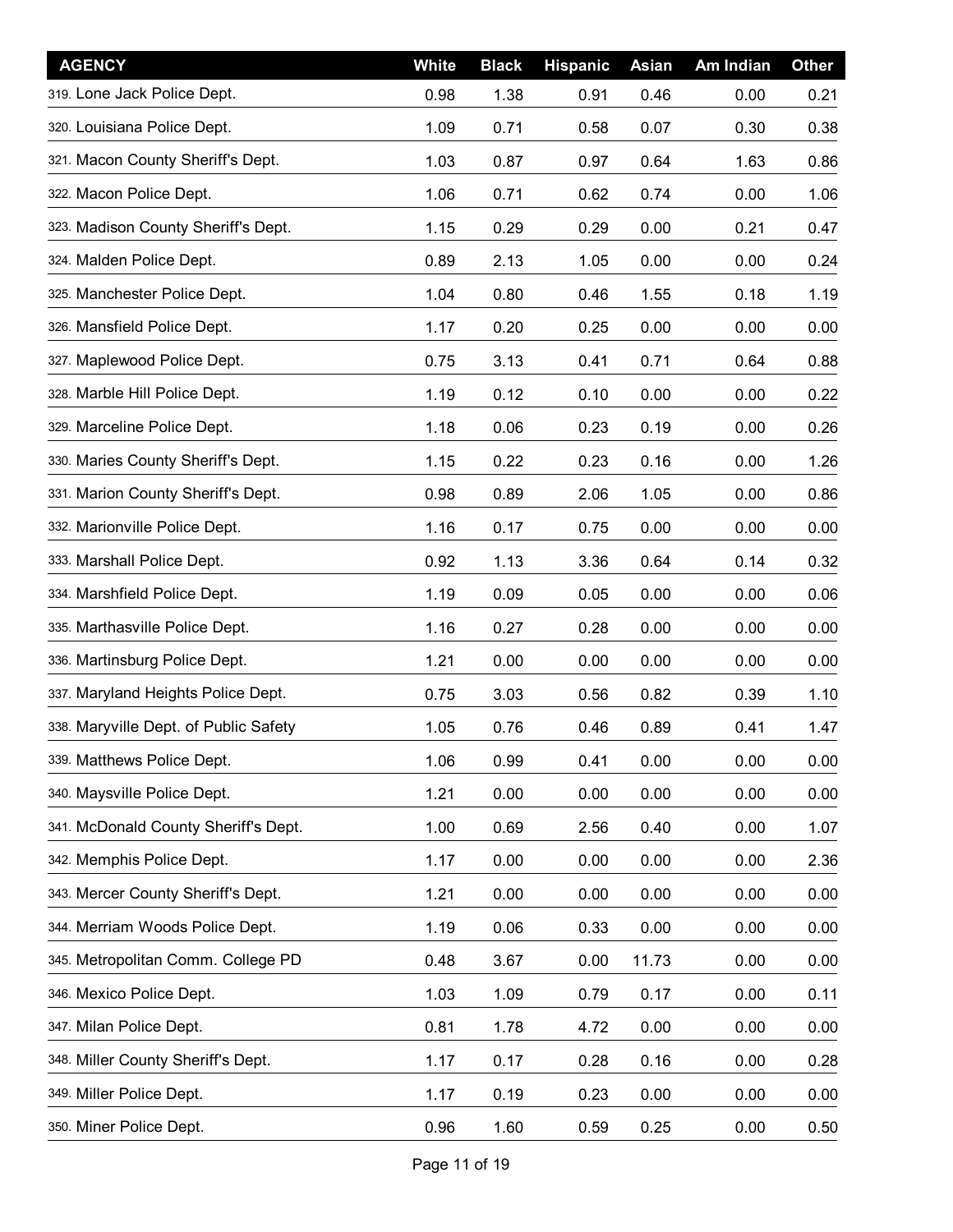| AGENCY | White | Black | Hispanic | Asian | Am Indian | Other |
|---|---|---|---|---|---|---|
| 319. Lone Jack Police Dept. | 0.98 | 1.38 | 0.91 | 0.46 | 0.00 | 0.21 |
| 320. Louisiana Police Dept. | 1.09 | 0.71 | 0.58 | 0.07 | 0.30 | 0.38 |
| 321. Macon County Sheriff's Dept. | 1.03 | 0.87 | 0.97 | 0.64 | 1.63 | 0.86 |
| 322. Macon Police Dept. | 1.06 | 0.71 | 0.62 | 0.74 | 0.00 | 1.06 |
| 323. Madison County Sheriff's Dept. | 1.15 | 0.29 | 0.29 | 0.00 | 0.21 | 0.47 |
| 324. Malden Police Dept. | 0.89 | 2.13 | 1.05 | 0.00 | 0.00 | 0.24 |
| 325. Manchester Police Dept. | 1.04 | 0.80 | 0.46 | 1.55 | 0.18 | 1.19 |
| 326. Mansfield Police Dept. | 1.17 | 0.20 | 0.25 | 0.00 | 0.00 | 0.00 |
| 327. Maplewood Police Dept. | 0.75 | 3.13 | 0.41 | 0.71 | 0.64 | 0.88 |
| 328. Marble Hill Police Dept. | 1.19 | 0.12 | 0.10 | 0.00 | 0.00 | 0.22 |
| 329. Marceline Police Dept. | 1.18 | 0.06 | 0.23 | 0.19 | 0.00 | 0.26 |
| 330. Maries County Sheriff's Dept. | 1.15 | 0.22 | 0.23 | 0.16 | 0.00 | 1.26 |
| 331. Marion County Sheriff's Dept. | 0.98 | 0.89 | 2.06 | 1.05 | 0.00 | 0.86 |
| 332. Marionville Police Dept. | 1.16 | 0.17 | 0.75 | 0.00 | 0.00 | 0.00 |
| 333. Marshall Police Dept. | 0.92 | 1.13 | 3.36 | 0.64 | 0.14 | 0.32 |
| 334. Marshfield Police Dept. | 1.19 | 0.09 | 0.05 | 0.00 | 0.00 | 0.06 |
| 335. Marthasville Police Dept. | 1.16 | 0.27 | 0.28 | 0.00 | 0.00 | 0.00 |
| 336. Martinsburg Police Dept. | 1.21 | 0.00 | 0.00 | 0.00 | 0.00 | 0.00 |
| 337. Maryland Heights Police Dept. | 0.75 | 3.03 | 0.56 | 0.82 | 0.39 | 1.10 |
| 338. Maryville Dept. of Public Safety | 1.05 | 0.76 | 0.46 | 0.89 | 0.41 | 1.47 |
| 339. Matthews Police Dept. | 1.06 | 0.99 | 0.41 | 0.00 | 0.00 | 0.00 |
| 340. Maysville Police Dept. | 1.21 | 0.00 | 0.00 | 0.00 | 0.00 | 0.00 |
| 341. McDonald County Sheriff's Dept. | 1.00 | 0.69 | 2.56 | 0.40 | 0.00 | 1.07 |
| 342. Memphis Police Dept. | 1.17 | 0.00 | 0.00 | 0.00 | 0.00 | 2.36 |
| 343. Mercer County Sheriff's Dept. | 1.21 | 0.00 | 0.00 | 0.00 | 0.00 | 0.00 |
| 344. Merriam Woods Police Dept. | 1.19 | 0.06 | 0.33 | 0.00 | 0.00 | 0.00 |
| 345. Metropolitan Comm. College PD | 0.48 | 3.67 | 0.00 | 11.73 | 0.00 | 0.00 |
| 346. Mexico Police Dept. | 1.03 | 1.09 | 0.79 | 0.17 | 0.00 | 0.11 |
| 347. Milan Police Dept. | 0.81 | 1.78 | 4.72 | 0.00 | 0.00 | 0.00 |
| 348. Miller County Sheriff's Dept. | 1.17 | 0.17 | 0.28 | 0.16 | 0.00 | 0.28 |
| 349. Miller Police Dept. | 1.17 | 0.19 | 0.23 | 0.00 | 0.00 | 0.00 |
| 350. Miner Police Dept. | 0.96 | 1.60 | 0.59 | 0.25 | 0.00 | 0.50 |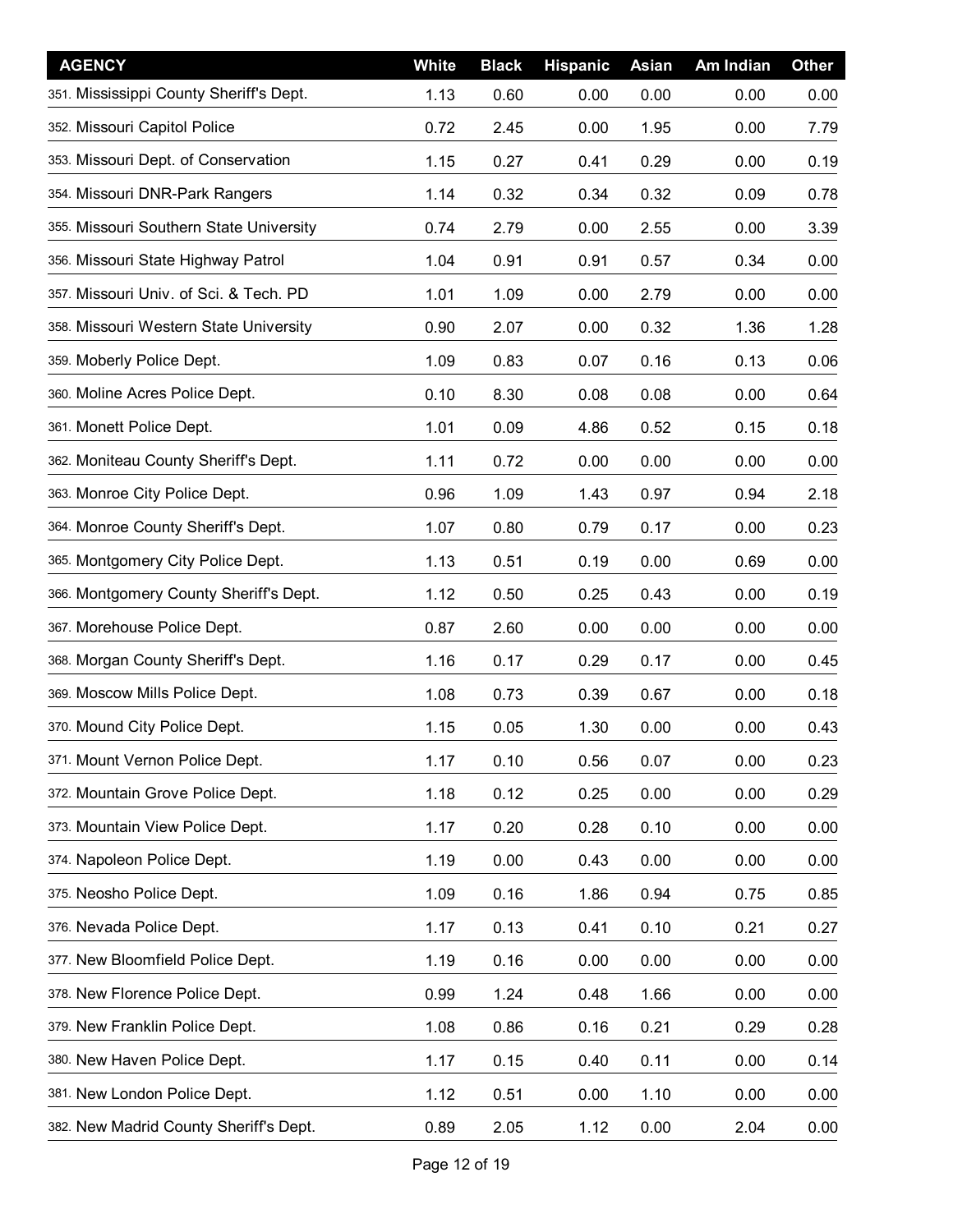| AGENCY | White | Black | Hispanic | Asian | Am Indian | Other |
|---|---|---|---|---|---|---|
| 351. Mississippi County Sheriff's Dept. | 1.13 | 0.60 | 0.00 | 0.00 | 0.00 | 0.00 |
| 352. Missouri Capitol Police | 0.72 | 2.45 | 0.00 | 1.95 | 0.00 | 7.79 |
| 353. Missouri Dept. of Conservation | 1.15 | 0.27 | 0.41 | 0.29 | 0.00 | 0.19 |
| 354. Missouri DNR-Park Rangers | 1.14 | 0.32 | 0.34 | 0.32 | 0.09 | 0.78 |
| 355. Missouri Southern State University | 0.74 | 2.79 | 0.00 | 2.55 | 0.00 | 3.39 |
| 356. Missouri State Highway Patrol | 1.04 | 0.91 | 0.91 | 0.57 | 0.34 | 0.00 |
| 357. Missouri Univ. of Sci. & Tech. PD | 1.01 | 1.09 | 0.00 | 2.79 | 0.00 | 0.00 |
| 358. Missouri Western State University | 0.90 | 2.07 | 0.00 | 0.32 | 1.36 | 1.28 |
| 359. Moberly Police Dept. | 1.09 | 0.83 | 0.07 | 0.16 | 0.13 | 0.06 |
| 360. Moline Acres Police Dept. | 0.10 | 8.30 | 0.08 | 0.08 | 0.00 | 0.64 |
| 361. Monett Police Dept. | 1.01 | 0.09 | 4.86 | 0.52 | 0.15 | 0.18 |
| 362. Moniteau County Sheriff's Dept. | 1.11 | 0.72 | 0.00 | 0.00 | 0.00 | 0.00 |
| 363. Monroe City Police Dept. | 0.96 | 1.09 | 1.43 | 0.97 | 0.94 | 2.18 |
| 364. Monroe County Sheriff's Dept. | 1.07 | 0.80 | 0.79 | 0.17 | 0.00 | 0.23 |
| 365. Montgomery City Police Dept. | 1.13 | 0.51 | 0.19 | 0.00 | 0.69 | 0.00 |
| 366. Montgomery County Sheriff's Dept. | 1.12 | 0.50 | 0.25 | 0.43 | 0.00 | 0.19 |
| 367. Morehouse Police Dept. | 0.87 | 2.60 | 0.00 | 0.00 | 0.00 | 0.00 |
| 368. Morgan County Sheriff's Dept. | 1.16 | 0.17 | 0.29 | 0.17 | 0.00 | 0.45 |
| 369. Moscow Mills Police Dept. | 1.08 | 0.73 | 0.39 | 0.67 | 0.00 | 0.18 |
| 370. Mound City Police Dept. | 1.15 | 0.05 | 1.30 | 0.00 | 0.00 | 0.43 |
| 371. Mount Vernon Police Dept. | 1.17 | 0.10 | 0.56 | 0.07 | 0.00 | 0.23 |
| 372. Mountain Grove Police Dept. | 1.18 | 0.12 | 0.25 | 0.00 | 0.00 | 0.29 |
| 373. Mountain View Police Dept. | 1.17 | 0.20 | 0.28 | 0.10 | 0.00 | 0.00 |
| 374. Napoleon Police Dept. | 1.19 | 0.00 | 0.43 | 0.00 | 0.00 | 0.00 |
| 375. Neosho Police Dept. | 1.09 | 0.16 | 1.86 | 0.94 | 0.75 | 0.85 |
| 376. Nevada Police Dept. | 1.17 | 0.13 | 0.41 | 0.10 | 0.21 | 0.27 |
| 377. New Bloomfield Police Dept. | 1.19 | 0.16 | 0.00 | 0.00 | 0.00 | 0.00 |
| 378. New Florence Police Dept. | 0.99 | 1.24 | 0.48 | 1.66 | 0.00 | 0.00 |
| 379. New Franklin Police Dept. | 1.08 | 0.86 | 0.16 | 0.21 | 0.29 | 0.28 |
| 380. New Haven Police Dept. | 1.17 | 0.15 | 0.40 | 0.11 | 0.00 | 0.14 |
| 381. New London Police Dept. | 1.12 | 0.51 | 0.00 | 1.10 | 0.00 | 0.00 |
| 382. New Madrid County Sheriff's Dept. | 0.89 | 2.05 | 1.12 | 0.00 | 2.04 | 0.00 |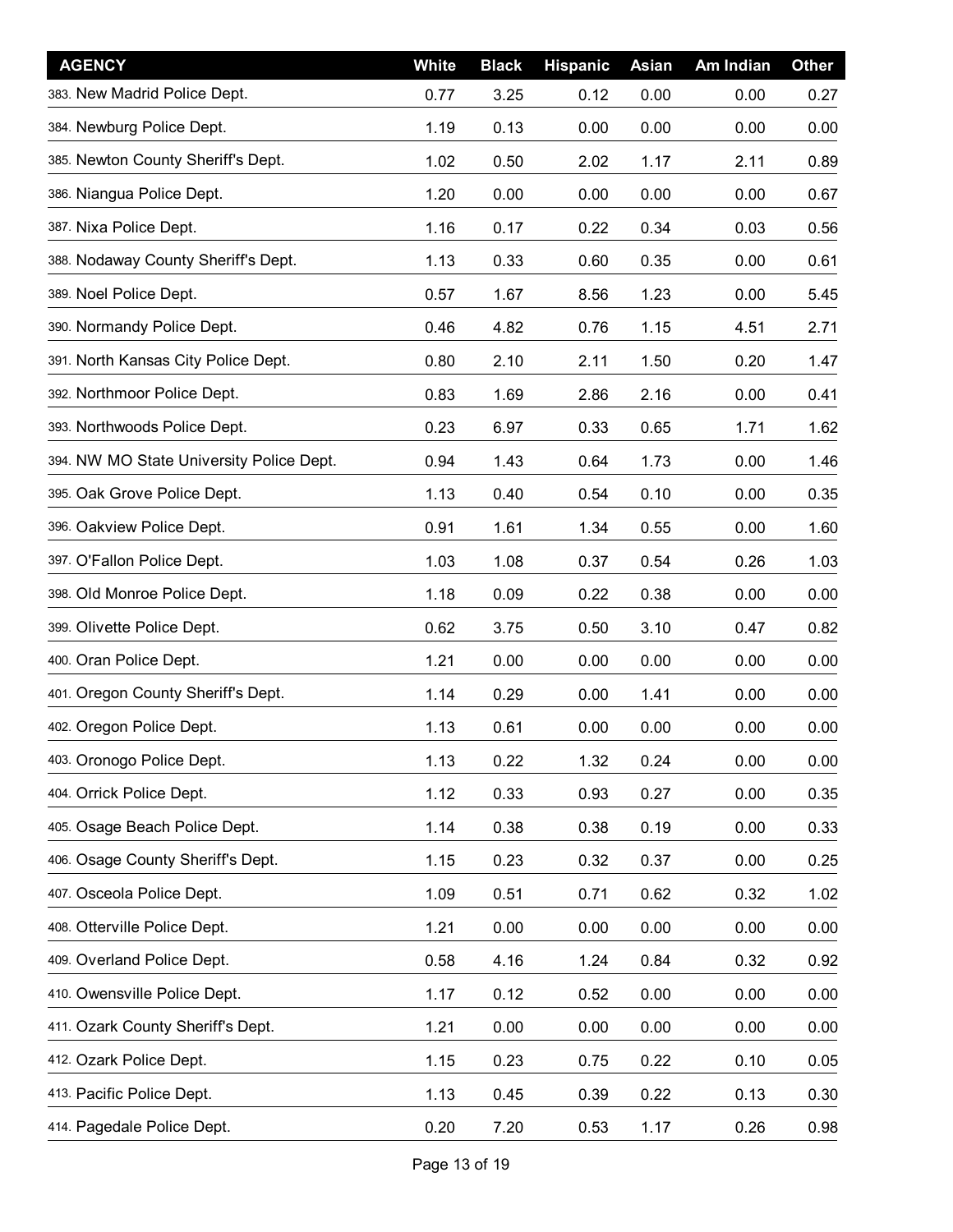| AGENCY | White | Black | Hispanic | Asian | Am Indian | Other |
|---|---|---|---|---|---|---|
| 383. New Madrid Police Dept. | 0.77 | 3.25 | 0.12 | 0.00 | 0.00 | 0.27 |
| 384. Newburg Police Dept. | 1.19 | 0.13 | 0.00 | 0.00 | 0.00 | 0.00 |
| 385. Newton County Sheriff's Dept. | 1.02 | 0.50 | 2.02 | 1.17 | 2.11 | 0.89 |
| 386. Niangua Police Dept. | 1.20 | 0.00 | 0.00 | 0.00 | 0.00 | 0.67 |
| 387. Nixa Police Dept. | 1.16 | 0.17 | 0.22 | 0.34 | 0.03 | 0.56 |
| 388. Nodaway County Sheriff's Dept. | 1.13 | 0.33 | 0.60 | 0.35 | 0.00 | 0.61 |
| 389. Noel Police Dept. | 0.57 | 1.67 | 8.56 | 1.23 | 0.00 | 5.45 |
| 390. Normandy Police Dept. | 0.46 | 4.82 | 0.76 | 1.15 | 4.51 | 2.71 |
| 391. North Kansas City Police Dept. | 0.80 | 2.10 | 2.11 | 1.50 | 0.20 | 1.47 |
| 392. Northmoor Police Dept. | 0.83 | 1.69 | 2.86 | 2.16 | 0.00 | 0.41 |
| 393. Northwoods Police Dept. | 0.23 | 6.97 | 0.33 | 0.65 | 1.71 | 1.62 |
| 394. NW MO State University Police Dept. | 0.94 | 1.43 | 0.64 | 1.73 | 0.00 | 1.46 |
| 395. Oak Grove Police Dept. | 1.13 | 0.40 | 0.54 | 0.10 | 0.00 | 0.35 |
| 396. Oakview Police Dept. | 0.91 | 1.61 | 1.34 | 0.55 | 0.00 | 1.60 |
| 397. O'Fallon Police Dept. | 1.03 | 1.08 | 0.37 | 0.54 | 0.26 | 1.03 |
| 398. Old Monroe Police Dept. | 1.18 | 0.09 | 0.22 | 0.38 | 0.00 | 0.00 |
| 399. Olivette Police Dept. | 0.62 | 3.75 | 0.50 | 3.10 | 0.47 | 0.82 |
| 400. Oran Police Dept. | 1.21 | 0.00 | 0.00 | 0.00 | 0.00 | 0.00 |
| 401. Oregon County Sheriff's Dept. | 1.14 | 0.29 | 0.00 | 1.41 | 0.00 | 0.00 |
| 402. Oregon Police Dept. | 1.13 | 0.61 | 0.00 | 0.00 | 0.00 | 0.00 |
| 403. Oronogo Police Dept. | 1.13 | 0.22 | 1.32 | 0.24 | 0.00 | 0.00 |
| 404. Orrick Police Dept. | 1.12 | 0.33 | 0.93 | 0.27 | 0.00 | 0.35 |
| 405. Osage Beach Police Dept. | 1.14 | 0.38 | 0.38 | 0.19 | 0.00 | 0.33 |
| 406. Osage County Sheriff's Dept. | 1.15 | 0.23 | 0.32 | 0.37 | 0.00 | 0.25 |
| 407. Osceola Police Dept. | 1.09 | 0.51 | 0.71 | 0.62 | 0.32 | 1.02 |
| 408. Otterville Police Dept. | 1.21 | 0.00 | 0.00 | 0.00 | 0.00 | 0.00 |
| 409. Overland Police Dept. | 0.58 | 4.16 | 1.24 | 0.84 | 0.32 | 0.92 |
| 410. Owensville Police Dept. | 1.17 | 0.12 | 0.52 | 0.00 | 0.00 | 0.00 |
| 411. Ozark County Sheriff's Dept. | 1.21 | 0.00 | 0.00 | 0.00 | 0.00 | 0.00 |
| 412. Ozark Police Dept. | 1.15 | 0.23 | 0.75 | 0.22 | 0.10 | 0.05 |
| 413. Pacific Police Dept. | 1.13 | 0.45 | 0.39 | 0.22 | 0.13 | 0.30 |
| 414. Pagedale Police Dept. | 0.20 | 7.20 | 0.53 | 1.17 | 0.26 | 0.98 |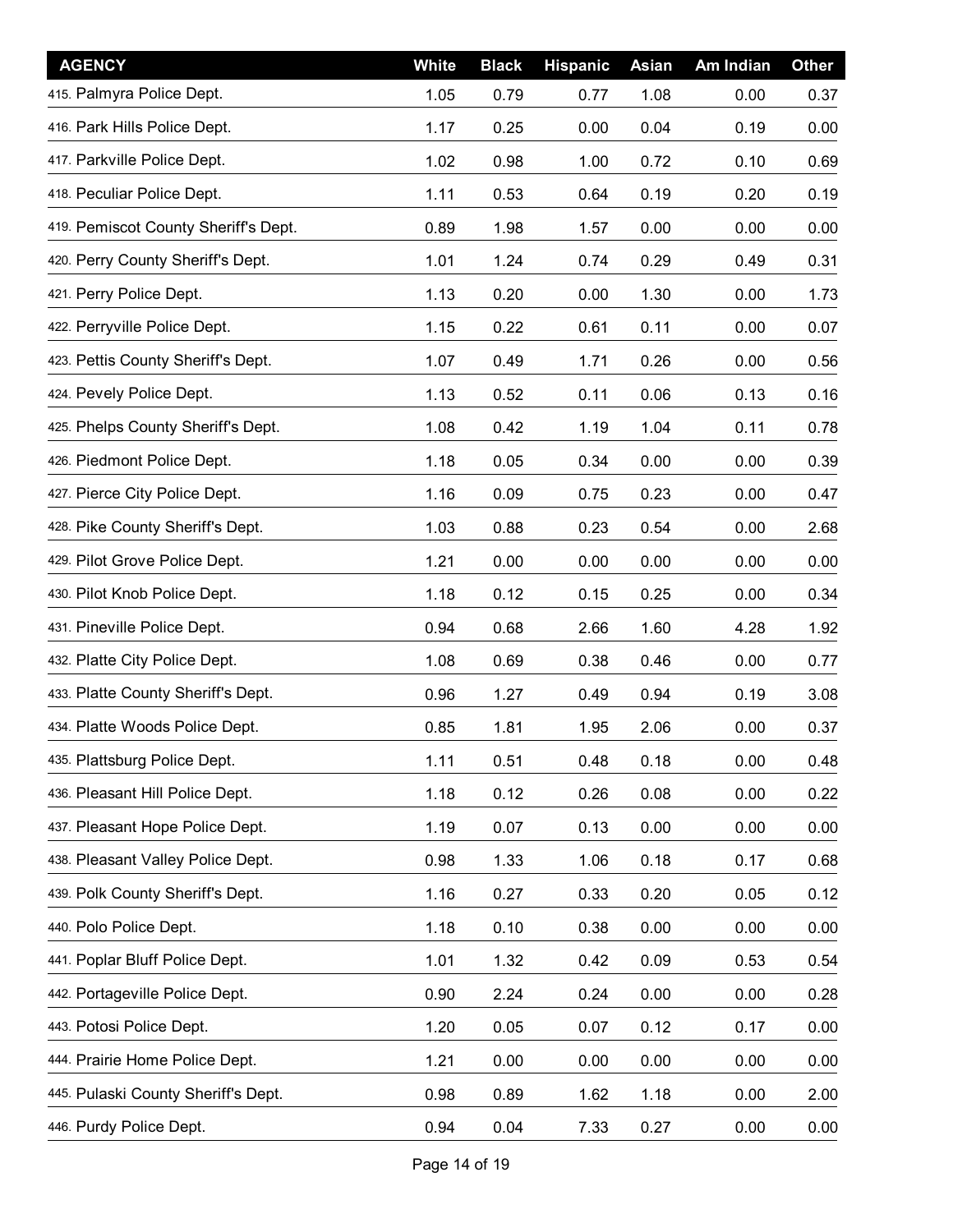| AGENCY | White | Black | Hispanic | Asian | Am Indian | Other |
|---|---|---|---|---|---|---|
| 415. Palmyra Police Dept. | 1.05 | 0.79 | 0.77 | 1.08 | 0.00 | 0.37 |
| 416. Park Hills Police Dept. | 1.17 | 0.25 | 0.00 | 0.04 | 0.19 | 0.00 |
| 417. Parkville Police Dept. | 1.02 | 0.98 | 1.00 | 0.72 | 0.10 | 0.69 |
| 418. Peculiar Police Dept. | 1.11 | 0.53 | 0.64 | 0.19 | 0.20 | 0.19 |
| 419. Pemiscot County Sheriff's Dept. | 0.89 | 1.98 | 1.57 | 0.00 | 0.00 | 0.00 |
| 420. Perry County Sheriff's Dept. | 1.01 | 1.24 | 0.74 | 0.29 | 0.49 | 0.31 |
| 421. Perry Police Dept. | 1.13 | 0.20 | 0.00 | 1.30 | 0.00 | 1.73 |
| 422. Perryville Police Dept. | 1.15 | 0.22 | 0.61 | 0.11 | 0.00 | 0.07 |
| 423. Pettis County Sheriff's Dept. | 1.07 | 0.49 | 1.71 | 0.26 | 0.00 | 0.56 |
| 424. Pevely Police Dept. | 1.13 | 0.52 | 0.11 | 0.06 | 0.13 | 0.16 |
| 425. Phelps County Sheriff's Dept. | 1.08 | 0.42 | 1.19 | 1.04 | 0.11 | 0.78 |
| 426. Piedmont Police Dept. | 1.18 | 0.05 | 0.34 | 0.00 | 0.00 | 0.39 |
| 427. Pierce City Police Dept. | 1.16 | 0.09 | 0.75 | 0.23 | 0.00 | 0.47 |
| 428. Pike County Sheriff's Dept. | 1.03 | 0.88 | 0.23 | 0.54 | 0.00 | 2.68 |
| 429. Pilot Grove Police Dept. | 1.21 | 0.00 | 0.00 | 0.00 | 0.00 | 0.00 |
| 430. Pilot Knob Police Dept. | 1.18 | 0.12 | 0.15 | 0.25 | 0.00 | 0.34 |
| 431. Pineville Police Dept. | 0.94 | 0.68 | 2.66 | 1.60 | 4.28 | 1.92 |
| 432. Platte City Police Dept. | 1.08 | 0.69 | 0.38 | 0.46 | 0.00 | 0.77 |
| 433. Platte County Sheriff's Dept. | 0.96 | 1.27 | 0.49 | 0.94 | 0.19 | 3.08 |
| 434. Platte Woods Police Dept. | 0.85 | 1.81 | 1.95 | 2.06 | 0.00 | 0.37 |
| 435. Plattsburg Police Dept. | 1.11 | 0.51 | 0.48 | 0.18 | 0.00 | 0.48 |
| 436. Pleasant Hill Police Dept. | 1.18 | 0.12 | 0.26 | 0.08 | 0.00 | 0.22 |
| 437. Pleasant Hope Police Dept. | 1.19 | 0.07 | 0.13 | 0.00 | 0.00 | 0.00 |
| 438. Pleasant Valley Police Dept. | 0.98 | 1.33 | 1.06 | 0.18 | 0.17 | 0.68 |
| 439. Polk County Sheriff's Dept. | 1.16 | 0.27 | 0.33 | 0.20 | 0.05 | 0.12 |
| 440. Polo Police Dept. | 1.18 | 0.10 | 0.38 | 0.00 | 0.00 | 0.00 |
| 441. Poplar Bluff Police Dept. | 1.01 | 1.32 | 0.42 | 0.09 | 0.53 | 0.54 |
| 442. Portageville Police Dept. | 0.90 | 2.24 | 0.24 | 0.00 | 0.00 | 0.28 |
| 443. Potosi Police Dept. | 1.20 | 0.05 | 0.07 | 0.12 | 0.17 | 0.00 |
| 444. Prairie Home Police Dept. | 1.21 | 0.00 | 0.00 | 0.00 | 0.00 | 0.00 |
| 445. Pulaski County Sheriff's Dept. | 0.98 | 0.89 | 1.62 | 1.18 | 0.00 | 2.00 |
| 446. Purdy Police Dept. | 0.94 | 0.04 | 7.33 | 0.27 | 0.00 | 0.00 |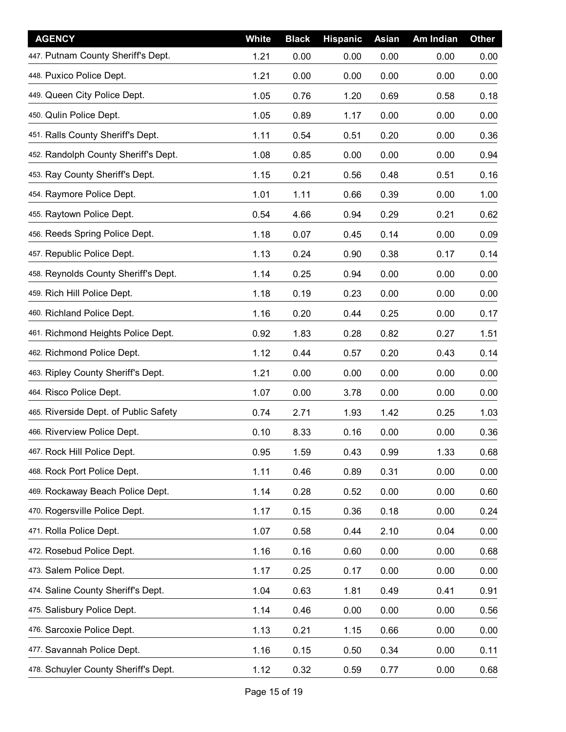| AGENCY | White | Black | Hispanic | Asian | Am Indian | Other |
|---|---|---|---|---|---|---|
| 447. Putnam County Sheriff's Dept. | 1.21 | 0.00 | 0.00 | 0.00 | 0.00 | 0.00 |
| 448. Puxico Police Dept. | 1.21 | 0.00 | 0.00 | 0.00 | 0.00 | 0.00 |
| 449. Queen City Police Dept. | 1.05 | 0.76 | 1.20 | 0.69 | 0.58 | 0.18 |
| 450. Qulin Police Dept. | 1.05 | 0.89 | 1.17 | 0.00 | 0.00 | 0.00 |
| 451. Ralls County Sheriff's Dept. | 1.11 | 0.54 | 0.51 | 0.20 | 0.00 | 0.36 |
| 452. Randolph County Sheriff's Dept. | 1.08 | 0.85 | 0.00 | 0.00 | 0.00 | 0.94 |
| 453. Ray County Sheriff's Dept. | 1.15 | 0.21 | 0.56 | 0.48 | 0.51 | 0.16 |
| 454. Raymore Police Dept. | 1.01 | 1.11 | 0.66 | 0.39 | 0.00 | 1.00 |
| 455. Raytown Police Dept. | 0.54 | 4.66 | 0.94 | 0.29 | 0.21 | 0.62 |
| 456. Reeds Spring Police Dept. | 1.18 | 0.07 | 0.45 | 0.14 | 0.00 | 0.09 |
| 457. Republic Police Dept. | 1.13 | 0.24 | 0.90 | 0.38 | 0.17 | 0.14 |
| 458. Reynolds County Sheriff's Dept. | 1.14 | 0.25 | 0.94 | 0.00 | 0.00 | 0.00 |
| 459. Rich Hill Police Dept. | 1.18 | 0.19 | 0.23 | 0.00 | 0.00 | 0.00 |
| 460. Richland Police Dept. | 1.16 | 0.20 | 0.44 | 0.25 | 0.00 | 0.17 |
| 461. Richmond Heights Police Dept. | 0.92 | 1.83 | 0.28 | 0.82 | 0.27 | 1.51 |
| 462. Richmond Police Dept. | 1.12 | 0.44 | 0.57 | 0.20 | 0.43 | 0.14 |
| 463. Ripley County Sheriff's Dept. | 1.21 | 0.00 | 0.00 | 0.00 | 0.00 | 0.00 |
| 464. Risco Police Dept. | 1.07 | 0.00 | 3.78 | 0.00 | 0.00 | 0.00 |
| 465. Riverside Dept. of Public Safety | 0.74 | 2.71 | 1.93 | 1.42 | 0.25 | 1.03 |
| 466. Riverview Police Dept. | 0.10 | 8.33 | 0.16 | 0.00 | 0.00 | 0.36 |
| 467. Rock Hill Police Dept. | 0.95 | 1.59 | 0.43 | 0.99 | 1.33 | 0.68 |
| 468. Rock Port Police Dept. | 1.11 | 0.46 | 0.89 | 0.31 | 0.00 | 0.00 |
| 469. Rockaway Beach Police Dept. | 1.14 | 0.28 | 0.52 | 0.00 | 0.00 | 0.60 |
| 470. Rogersville Police Dept. | 1.17 | 0.15 | 0.36 | 0.18 | 0.00 | 0.24 |
| 471. Rolla Police Dept. | 1.07 | 0.58 | 0.44 | 2.10 | 0.04 | 0.00 |
| 472. Rosebud Police Dept. | 1.16 | 0.16 | 0.60 | 0.00 | 0.00 | 0.68 |
| 473. Salem Police Dept. | 1.17 | 0.25 | 0.17 | 0.00 | 0.00 | 0.00 |
| 474. Saline County Sheriff's Dept. | 1.04 | 0.63 | 1.81 | 0.49 | 0.41 | 0.91 |
| 475. Salisbury Police Dept. | 1.14 | 0.46 | 0.00 | 0.00 | 0.00 | 0.56 |
| 476. Sarcoxie Police Dept. | 1.13 | 0.21 | 1.15 | 0.66 | 0.00 | 0.00 |
| 477. Savannah Police Dept. | 1.16 | 0.15 | 0.50 | 0.34 | 0.00 | 0.11 |
| 478. Schuyler County Sheriff's Dept. | 1.12 | 0.32 | 0.59 | 0.77 | 0.00 | 0.68 |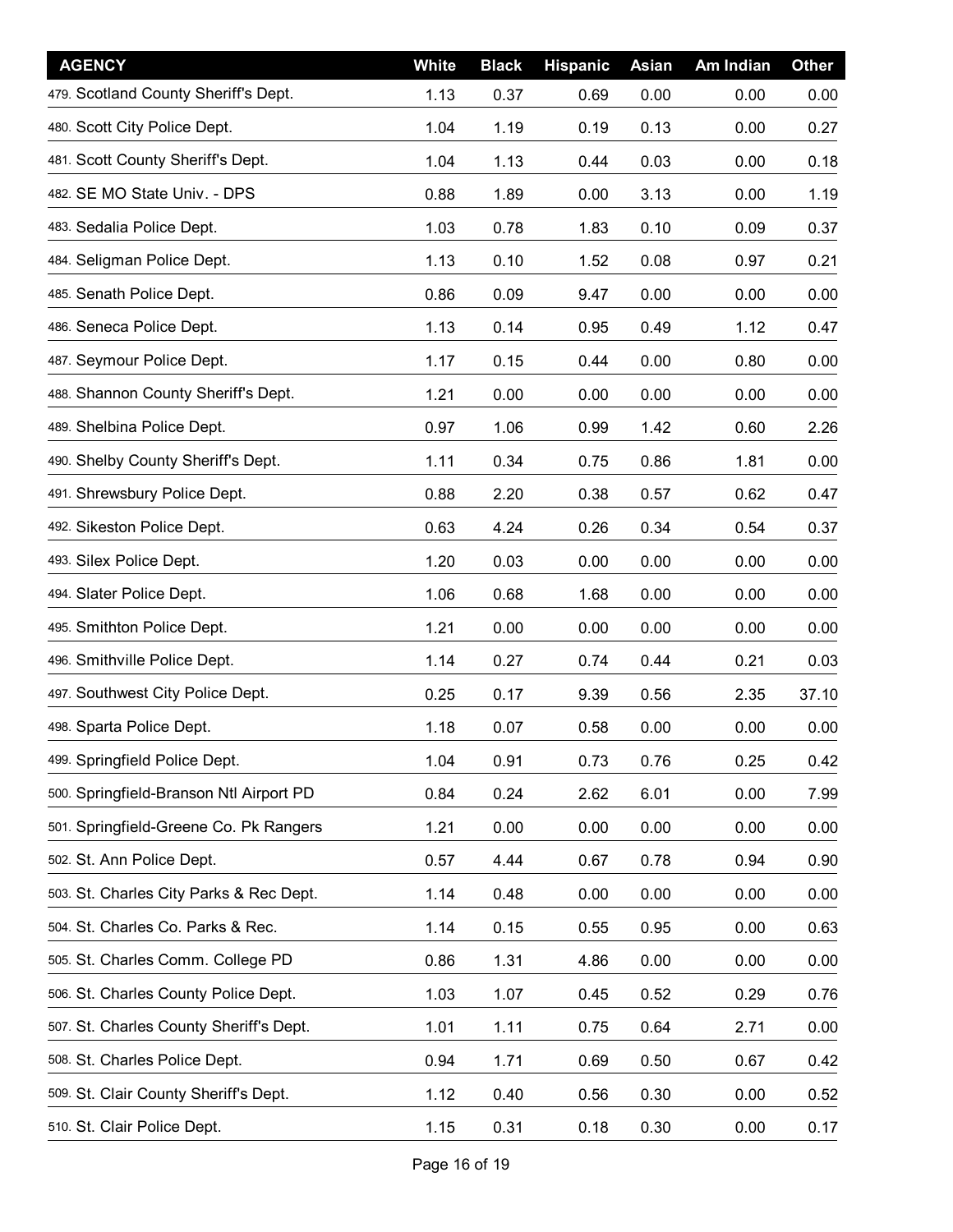| AGENCY | White | Black | Hispanic | Asian | Am Indian | Other |
|---|---|---|---|---|---|---|
| 479. Scotland County Sheriff's Dept. | 1.13 | 0.37 | 0.69 | 0.00 | 0.00 | 0.00 |
| 480. Scott City Police Dept. | 1.04 | 1.19 | 0.19 | 0.13 | 0.00 | 0.27 |
| 481. Scott County Sheriff's Dept. | 1.04 | 1.13 | 0.44 | 0.03 | 0.00 | 0.18 |
| 482. SE MO State Univ. - DPS | 0.88 | 1.89 | 0.00 | 3.13 | 0.00 | 1.19 |
| 483. Sedalia Police Dept. | 1.03 | 0.78 | 1.83 | 0.10 | 0.09 | 0.37 |
| 484. Seligman Police Dept. | 1.13 | 0.10 | 1.52 | 0.08 | 0.97 | 0.21 |
| 485. Senath Police Dept. | 0.86 | 0.09 | 9.47 | 0.00 | 0.00 | 0.00 |
| 486. Seneca Police Dept. | 1.13 | 0.14 | 0.95 | 0.49 | 1.12 | 0.47 |
| 487. Seymour Police Dept. | 1.17 | 0.15 | 0.44 | 0.00 | 0.80 | 0.00 |
| 488. Shannon County Sheriff's Dept. | 1.21 | 0.00 | 0.00 | 0.00 | 0.00 | 0.00 |
| 489. Shelbina Police Dept. | 0.97 | 1.06 | 0.99 | 1.42 | 0.60 | 2.26 |
| 490. Shelby County Sheriff's Dept. | 1.11 | 0.34 | 0.75 | 0.86 | 1.81 | 0.00 |
| 491. Shrewsbury Police Dept. | 0.88 | 2.20 | 0.38 | 0.57 | 0.62 | 0.47 |
| 492. Sikeston Police Dept. | 0.63 | 4.24 | 0.26 | 0.34 | 0.54 | 0.37 |
| 493. Silex Police Dept. | 1.20 | 0.03 | 0.00 | 0.00 | 0.00 | 0.00 |
| 494. Slater Police Dept. | 1.06 | 0.68 | 1.68 | 0.00 | 0.00 | 0.00 |
| 495. Smithton Police Dept. | 1.21 | 0.00 | 0.00 | 0.00 | 0.00 | 0.00 |
| 496. Smithville Police Dept. | 1.14 | 0.27 | 0.74 | 0.44 | 0.21 | 0.03 |
| 497. Southwest City Police Dept. | 0.25 | 0.17 | 9.39 | 0.56 | 2.35 | 37.10 |
| 498. Sparta Police Dept. | 1.18 | 0.07 | 0.58 | 0.00 | 0.00 | 0.00 |
| 499. Springfield Police Dept. | 1.04 | 0.91 | 0.73 | 0.76 | 0.25 | 0.42 |
| 500. Springfield-Branson Ntl Airport PD | 0.84 | 0.24 | 2.62 | 6.01 | 0.00 | 7.99 |
| 501. Springfield-Greene Co. Pk Rangers | 1.21 | 0.00 | 0.00 | 0.00 | 0.00 | 0.00 |
| 502. St. Ann Police Dept. | 0.57 | 4.44 | 0.67 | 0.78 | 0.94 | 0.90 |
| 503. St. Charles City Parks & Rec Dept. | 1.14 | 0.48 | 0.00 | 0.00 | 0.00 | 0.00 |
| 504. St. Charles Co. Parks & Rec. | 1.14 | 0.15 | 0.55 | 0.95 | 0.00 | 0.63 |
| 505. St. Charles Comm. College PD | 0.86 | 1.31 | 4.86 | 0.00 | 0.00 | 0.00 |
| 506. St. Charles County Police Dept. | 1.03 | 1.07 | 0.45 | 0.52 | 0.29 | 0.76 |
| 507. St. Charles County Sheriff's Dept. | 1.01 | 1.11 | 0.75 | 0.64 | 2.71 | 0.00 |
| 508. St. Charles Police Dept. | 0.94 | 1.71 | 0.69 | 0.50 | 0.67 | 0.42 |
| 509. St. Clair County Sheriff's Dept. | 1.12 | 0.40 | 0.56 | 0.30 | 0.00 | 0.52 |
| 510. St. Clair Police Dept. | 1.15 | 0.31 | 0.18 | 0.30 | 0.00 | 0.17 |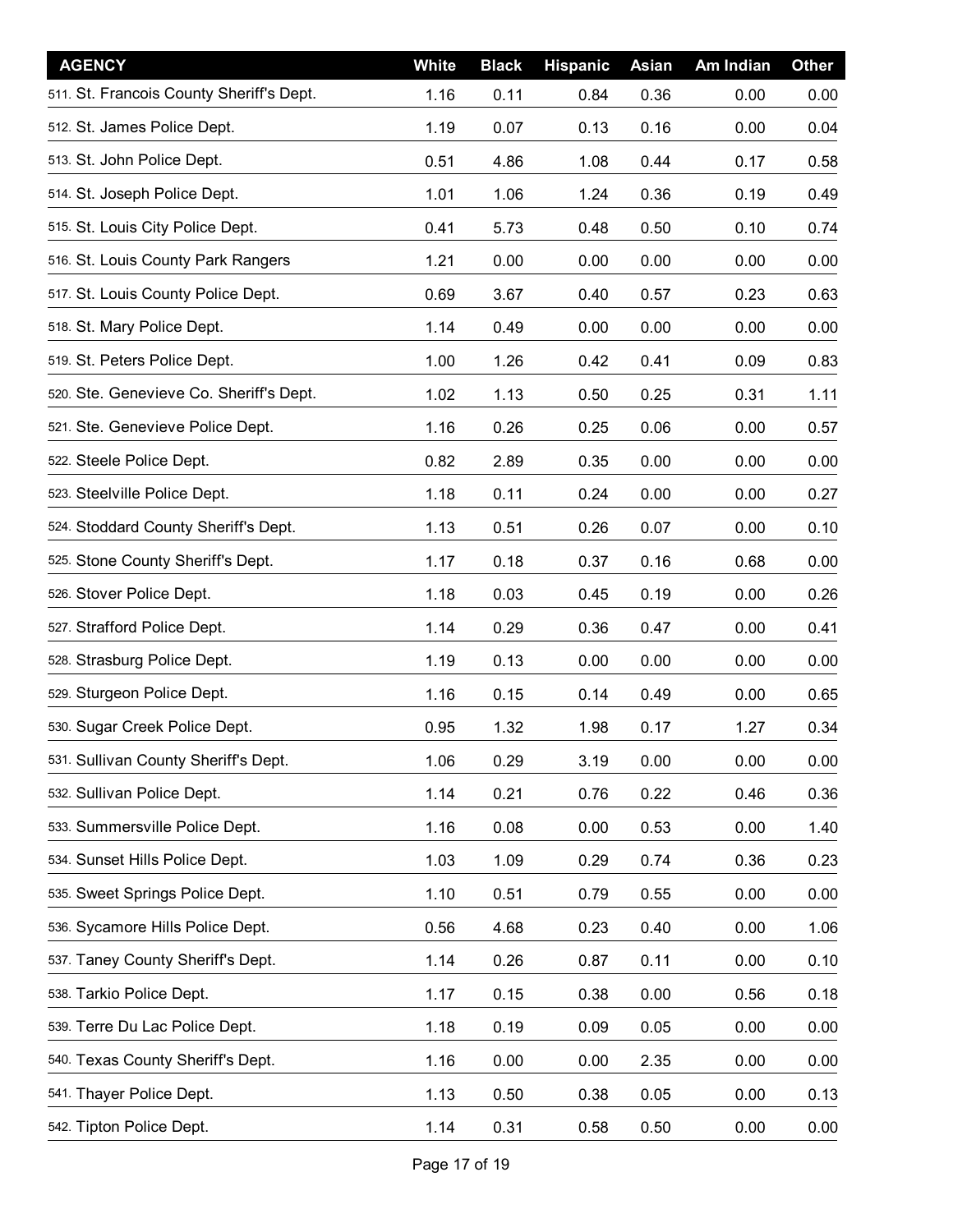| AGENCY | White | Black | Hispanic | Asian | Am Indian | Other |
|---|---|---|---|---|---|---|
| 511. St. Francois County Sheriff's Dept. | 1.16 | 0.11 | 0.84 | 0.36 | 0.00 | 0.00 |
| 512. St. James Police Dept. | 1.19 | 0.07 | 0.13 | 0.16 | 0.00 | 0.04 |
| 513. St. John Police Dept. | 0.51 | 4.86 | 1.08 | 0.44 | 0.17 | 0.58 |
| 514. St. Joseph Police Dept. | 1.01 | 1.06 | 1.24 | 0.36 | 0.19 | 0.49 |
| 515. St. Louis City Police Dept. | 0.41 | 5.73 | 0.48 | 0.50 | 0.10 | 0.74 |
| 516. St. Louis County Park Rangers | 1.21 | 0.00 | 0.00 | 0.00 | 0.00 | 0.00 |
| 517. St. Louis County Police Dept. | 0.69 | 3.67 | 0.40 | 0.57 | 0.23 | 0.63 |
| 518. St. Mary Police Dept. | 1.14 | 0.49 | 0.00 | 0.00 | 0.00 | 0.00 |
| 519. St. Peters Police Dept. | 1.00 | 1.26 | 0.42 | 0.41 | 0.09 | 0.83 |
| 520. Ste. Genevieve Co. Sheriff's Dept. | 1.02 | 1.13 | 0.50 | 0.25 | 0.31 | 1.11 |
| 521. Ste. Genevieve Police Dept. | 1.16 | 0.26 | 0.25 | 0.06 | 0.00 | 0.57 |
| 522. Steele Police Dept. | 0.82 | 2.89 | 0.35 | 0.00 | 0.00 | 0.00 |
| 523. Steelville Police Dept. | 1.18 | 0.11 | 0.24 | 0.00 | 0.00 | 0.27 |
| 524. Stoddard County Sheriff's Dept. | 1.13 | 0.51 | 0.26 | 0.07 | 0.00 | 0.10 |
| 525. Stone County Sheriff's Dept. | 1.17 | 0.18 | 0.37 | 0.16 | 0.68 | 0.00 |
| 526. Stover Police Dept. | 1.18 | 0.03 | 0.45 | 0.19 | 0.00 | 0.26 |
| 527. Strafford Police Dept. | 1.14 | 0.29 | 0.36 | 0.47 | 0.00 | 0.41 |
| 528. Strasburg Police Dept. | 1.19 | 0.13 | 0.00 | 0.00 | 0.00 | 0.00 |
| 529. Sturgeon Police Dept. | 1.16 | 0.15 | 0.14 | 0.49 | 0.00 | 0.65 |
| 530. Sugar Creek Police Dept. | 0.95 | 1.32 | 1.98 | 0.17 | 1.27 | 0.34 |
| 531. Sullivan County Sheriff's Dept. | 1.06 | 0.29 | 3.19 | 0.00 | 0.00 | 0.00 |
| 532. Sullivan Police Dept. | 1.14 | 0.21 | 0.76 | 0.22 | 0.46 | 0.36 |
| 533. Summersville Police Dept. | 1.16 | 0.08 | 0.00 | 0.53 | 0.00 | 1.40 |
| 534. Sunset Hills Police Dept. | 1.03 | 1.09 | 0.29 | 0.74 | 0.36 | 0.23 |
| 535. Sweet Springs Police Dept. | 1.10 | 0.51 | 0.79 | 0.55 | 0.00 | 0.00 |
| 536. Sycamore Hills Police Dept. | 0.56 | 4.68 | 0.23 | 0.40 | 0.00 | 1.06 |
| 537. Taney County Sheriff's Dept. | 1.14 | 0.26 | 0.87 | 0.11 | 0.00 | 0.10 |
| 538. Tarkio Police Dept. | 1.17 | 0.15 | 0.38 | 0.00 | 0.56 | 0.18 |
| 539. Terre Du Lac Police Dept. | 1.18 | 0.19 | 0.09 | 0.05 | 0.00 | 0.00 |
| 540. Texas County Sheriff's Dept. | 1.16 | 0.00 | 0.00 | 2.35 | 0.00 | 0.00 |
| 541. Thayer Police Dept. | 1.13 | 0.50 | 0.38 | 0.05 | 0.00 | 0.13 |
| 542. Tipton Police Dept. | 1.14 | 0.31 | 0.58 | 0.50 | 0.00 | 0.00 |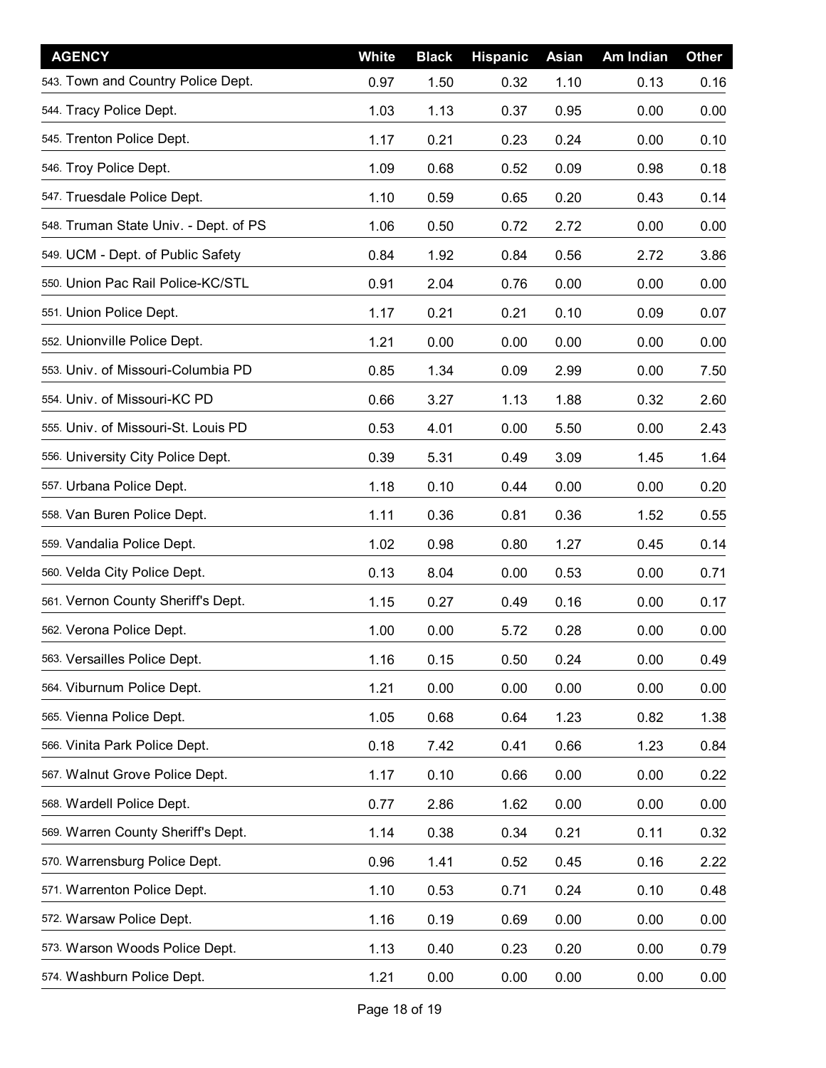| AGENCY | White | Black | Hispanic | Asian | Am Indian | Other |
|---|---|---|---|---|---|---|
| 543. Town and Country Police Dept. | 0.97 | 1.50 | 0.32 | 1.10 | 0.13 | 0.16 |
| 544. Tracy Police Dept. | 1.03 | 1.13 | 0.37 | 0.95 | 0.00 | 0.00 |
| 545. Trenton Police Dept. | 1.17 | 0.21 | 0.23 | 0.24 | 0.00 | 0.10 |
| 546. Troy Police Dept. | 1.09 | 0.68 | 0.52 | 0.09 | 0.98 | 0.18 |
| 547. Truesdale Police Dept. | 1.10 | 0.59 | 0.65 | 0.20 | 0.43 | 0.14 |
| 548. Truman State Univ. - Dept. of PS | 1.06 | 0.50 | 0.72 | 2.72 | 0.00 | 0.00 |
| 549. UCM - Dept. of Public Safety | 0.84 | 1.92 | 0.84 | 0.56 | 2.72 | 3.86 |
| 550. Union Pac Rail Police-KC/STL | 0.91 | 2.04 | 0.76 | 0.00 | 0.00 | 0.00 |
| 551. Union Police Dept. | 1.17 | 0.21 | 0.21 | 0.10 | 0.09 | 0.07 |
| 552. Unionville Police Dept. | 1.21 | 0.00 | 0.00 | 0.00 | 0.00 | 0.00 |
| 553. Univ. of Missouri-Columbia PD | 0.85 | 1.34 | 0.09 | 2.99 | 0.00 | 7.50 |
| 554. Univ. of Missouri-KC PD | 0.66 | 3.27 | 1.13 | 1.88 | 0.32 | 2.60 |
| 555. Univ. of Missouri-St. Louis PD | 0.53 | 4.01 | 0.00 | 5.50 | 0.00 | 2.43 |
| 556. University City Police Dept. | 0.39 | 5.31 | 0.49 | 3.09 | 1.45 | 1.64 |
| 557. Urbana Police Dept. | 1.18 | 0.10 | 0.44 | 0.00 | 0.00 | 0.20 |
| 558. Van Buren Police Dept. | 1.11 | 0.36 | 0.81 | 0.36 | 1.52 | 0.55 |
| 559. Vandalia Police Dept. | 1.02 | 0.98 | 0.80 | 1.27 | 0.45 | 0.14 |
| 560. Velda City Police Dept. | 0.13 | 8.04 | 0.00 | 0.53 | 0.00 | 0.71 |
| 561. Vernon County Sheriff's Dept. | 1.15 | 0.27 | 0.49 | 0.16 | 0.00 | 0.17 |
| 562. Verona Police Dept. | 1.00 | 0.00 | 5.72 | 0.28 | 0.00 | 0.00 |
| 563. Versailles Police Dept. | 1.16 | 0.15 | 0.50 | 0.24 | 0.00 | 0.49 |
| 564. Viburnum Police Dept. | 1.21 | 0.00 | 0.00 | 0.00 | 0.00 | 0.00 |
| 565. Vienna Police Dept. | 1.05 | 0.68 | 0.64 | 1.23 | 0.82 | 1.38 |
| 566. Vinita Park Police Dept. | 0.18 | 7.42 | 0.41 | 0.66 | 1.23 | 0.84 |
| 567. Walnut Grove Police Dept. | 1.17 | 0.10 | 0.66 | 0.00 | 0.00 | 0.22 |
| 568. Wardell Police Dept. | 0.77 | 2.86 | 1.62 | 0.00 | 0.00 | 0.00 |
| 569. Warren County Sheriff's Dept. | 1.14 | 0.38 | 0.34 | 0.21 | 0.11 | 0.32 |
| 570. Warrensburg Police Dept. | 0.96 | 1.41 | 0.52 | 0.45 | 0.16 | 2.22 |
| 571. Warrenton Police Dept. | 1.10 | 0.53 | 0.71 | 0.24 | 0.10 | 0.48 |
| 572. Warsaw Police Dept. | 1.16 | 0.19 | 0.69 | 0.00 | 0.00 | 0.00 |
| 573. Warson Woods Police Dept. | 1.13 | 0.40 | 0.23 | 0.20 | 0.00 | 0.79 |
| 574. Washburn Police Dept. | 1.21 | 0.00 | 0.00 | 0.00 | 0.00 | 0.00 |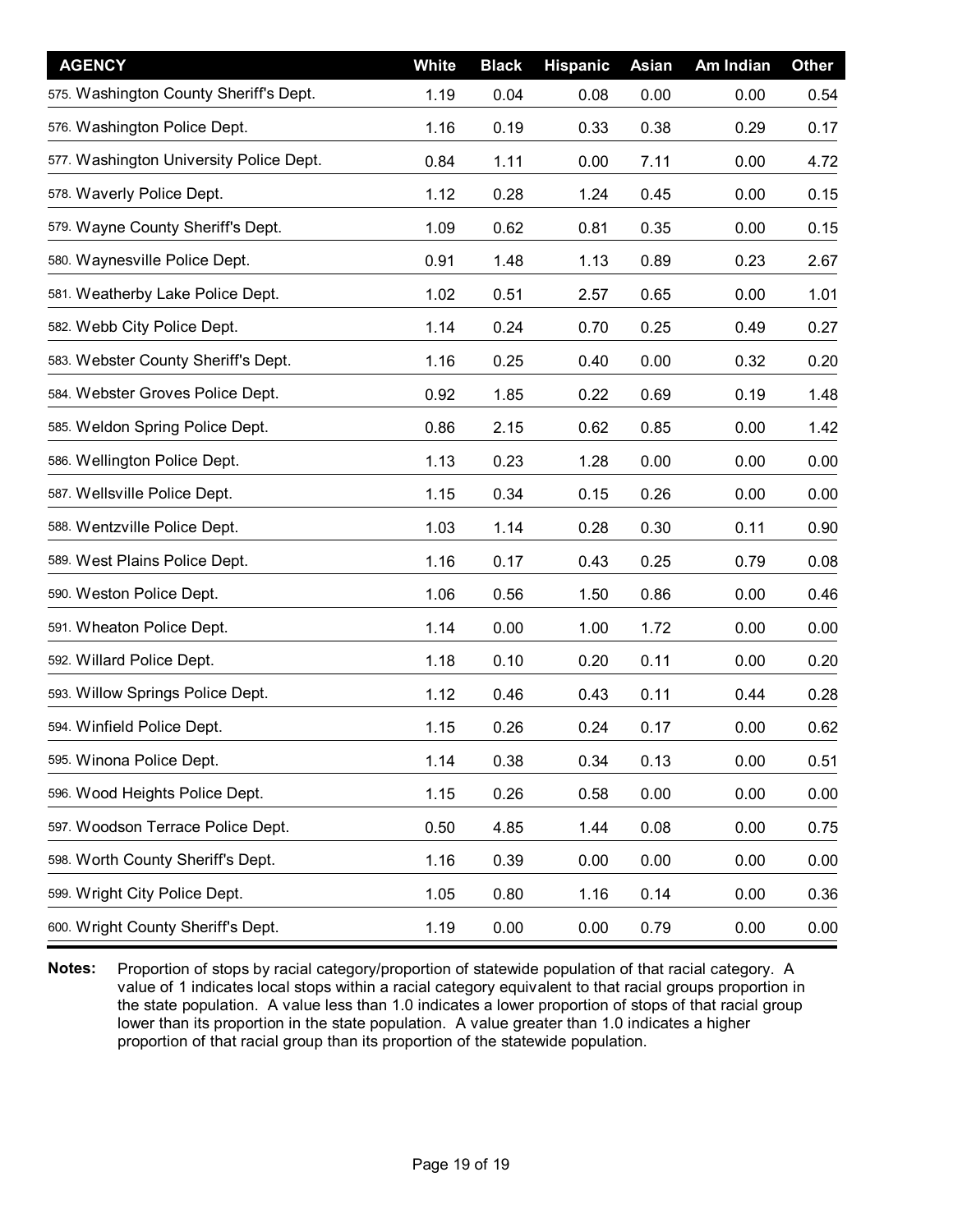| AGENCY | White | Black | Hispanic | Asian | Am Indian | Other |
|---|---|---|---|---|---|---|
| 575. Washington County Sheriff's Dept. | 1.19 | 0.04 | 0.08 | 0.00 | 0.00 | 0.54 |
| 576. Washington Police Dept. | 1.16 | 0.19 | 0.33 | 0.38 | 0.29 | 0.17 |
| 577. Washington University Police Dept. | 0.84 | 1.11 | 0.00 | 7.11 | 0.00 | 4.72 |
| 578. Waverly Police Dept. | 1.12 | 0.28 | 1.24 | 0.45 | 0.00 | 0.15 |
| 579. Wayne County Sheriff's Dept. | 1.09 | 0.62 | 0.81 | 0.35 | 0.00 | 0.15 |
| 580. Waynesville Police Dept. | 0.91 | 1.48 | 1.13 | 0.89 | 0.23 | 2.67 |
| 581. Weatherby Lake Police Dept. | 1.02 | 0.51 | 2.57 | 0.65 | 0.00 | 1.01 |
| 582. Webb City Police Dept. | 1.14 | 0.24 | 0.70 | 0.25 | 0.49 | 0.27 |
| 583. Webster County Sheriff's Dept. | 1.16 | 0.25 | 0.40 | 0.00 | 0.32 | 0.20 |
| 584. Webster Groves Police Dept. | 0.92 | 1.85 | 0.22 | 0.69 | 0.19 | 1.48 |
| 585. Weldon Spring Police Dept. | 0.86 | 2.15 | 0.62 | 0.85 | 0.00 | 1.42 |
| 586. Wellington Police Dept. | 1.13 | 0.23 | 1.28 | 0.00 | 0.00 | 0.00 |
| 587. Wellsville Police Dept. | 1.15 | 0.34 | 0.15 | 0.26 | 0.00 | 0.00 |
| 588. Wentzville Police Dept. | 1.03 | 1.14 | 0.28 | 0.30 | 0.11 | 0.90 |
| 589. West Plains Police Dept. | 1.16 | 0.17 | 0.43 | 0.25 | 0.79 | 0.08 |
| 590. Weston Police Dept. | 1.06 | 0.56 | 1.50 | 0.86 | 0.00 | 0.46 |
| 591. Wheaton Police Dept. | 1.14 | 0.00 | 1.00 | 1.72 | 0.00 | 0.00 |
| 592. Willard Police Dept. | 1.18 | 0.10 | 0.20 | 0.11 | 0.00 | 0.20 |
| 593. Willow Springs Police Dept. | 1.12 | 0.46 | 0.43 | 0.11 | 0.44 | 0.28 |
| 594. Winfield Police Dept. | 1.15 | 0.26 | 0.24 | 0.17 | 0.00 | 0.62 |
| 595. Winona Police Dept. | 1.14 | 0.38 | 0.34 | 0.13 | 0.00 | 0.51 |
| 596. Wood Heights Police Dept. | 1.15 | 0.26 | 0.58 | 0.00 | 0.00 | 0.00 |
| 597. Woodson Terrace Police Dept. | 0.50 | 4.85 | 1.44 | 0.08 | 0.00 | 0.75 |
| 598. Worth County Sheriff's Dept. | 1.16 | 0.39 | 0.00 | 0.00 | 0.00 | 0.00 |
| 599. Wright City Police Dept. | 1.05 | 0.80 | 1.16 | 0.14 | 0.00 | 0.36 |
| 600. Wright County Sheriff's Dept. | 1.19 | 0.00 | 0.00 | 0.79 | 0.00 | 0.00 |

**Notes:** Proportion of stops by racial category/proportion of statewide population of that racial category. A value of 1 indicates local stops within a racial category equivalent to that racial groups proportion in the state population. A value less than 1.0 indicates a lower proportion of stops of that racial group lower than its proportion in the state population. A value greater than 1.0 indicates a higher proportion of that racial group than its proportion of the statewide population.